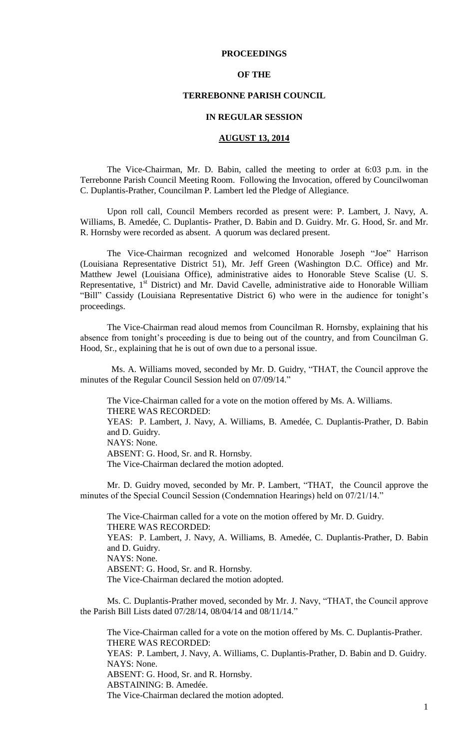**PROCEEDINGS**

**OF THE**

**TERREBONNE PARISH COUNCIL**

**IN REGULAR SESSION**

**AUGUST 13, 2014**

The Vice-Chairman, Mr. D. Babin, called the meeting to order at 6:03 p.m. in the Terrebonne Parish Council Meeting Room. Following the Invocation, offered by Councilwoman C. Duplantis-Prather, Councilman P. Lambert led the Pledge of Allegiance.

Upon roll call, Council Members recorded as present were: P. Lambert, J. Navy, A. Williams, B. Amedée, C. Duplantis- Prather, D. Babin and D. Guidry. Mr. G. Hood, Sr. and Mr. R. Hornsby were recorded as absent. A quorum was declared present.

The Vice-Chairman recognized and welcomed Honorable Joseph "Joe" Harrison (Louisiana Representative District 51), Mr. Jeff Green (Washington D.C. Office) and Mr. Matthew Jewel (Louisiana Office), administrative aides to Honorable Steve Scalise (U. S. Representative, 1st District) and Mr. David Cavelle, administrative aide to Honorable William "Bill" Cassidy (Louisiana Representative District 6) who were in the audience for tonight's proceedings.

The Vice-Chairman read aloud memos from Councilman R. Hornsby, explaining that his absence from tonight's proceeding is due to being out of the country, and from Councilman G. Hood, Sr., explaining that he is out of own due to a personal issue.

Ms. A. Williams moved, seconded by Mr. D. Guidry, "THAT, the Council approve the minutes of the Regular Council Session held on 07/09/14."

The Vice-Chairman called for a vote on the motion offered by Ms. A. Williams.
THERE WAS RECORDED:
YEAS: P. Lambert, J. Navy, A. Williams, B. Amedée, C. Duplantis-Prather, D. Babin and D. Guidry.
NAYS: None.
ABSENT: G. Hood, Sr. and R. Hornsby.
The Vice-Chairman declared the motion adopted.

Mr. D. Guidry moved, seconded by Mr. P. Lambert, "THAT, the Council approve the minutes of the Special Council Session (Condemnation Hearings) held on 07/21/14."

The Vice-Chairman called for a vote on the motion offered by Mr. D. Guidry.
THERE WAS RECORDED:
YEAS: P. Lambert, J. Navy, A. Williams, B. Amedée, C. Duplantis-Prather, D. Babin and D. Guidry.
NAYS: None.
ABSENT: G. Hood, Sr. and R. Hornsby.
The Vice-Chairman declared the motion adopted.

Ms. C. Duplantis-Prather moved, seconded by Mr. J. Navy, "THAT, the Council approve the Parish Bill Lists dated 07/28/14, 08/04/14 and 08/11/14."

The Vice-Chairman called for a vote on the motion offered by Ms. C. Duplantis-Prather.
THERE WAS RECORDED:
YEAS: P. Lambert, J. Navy, A. Williams, C. Duplantis-Prather, D. Babin and D. Guidry.
NAYS: None.
ABSENT: G. Hood, Sr. and R. Hornsby.
ABSTAINING: B. Amedée.
The Vice-Chairman declared the motion adopted.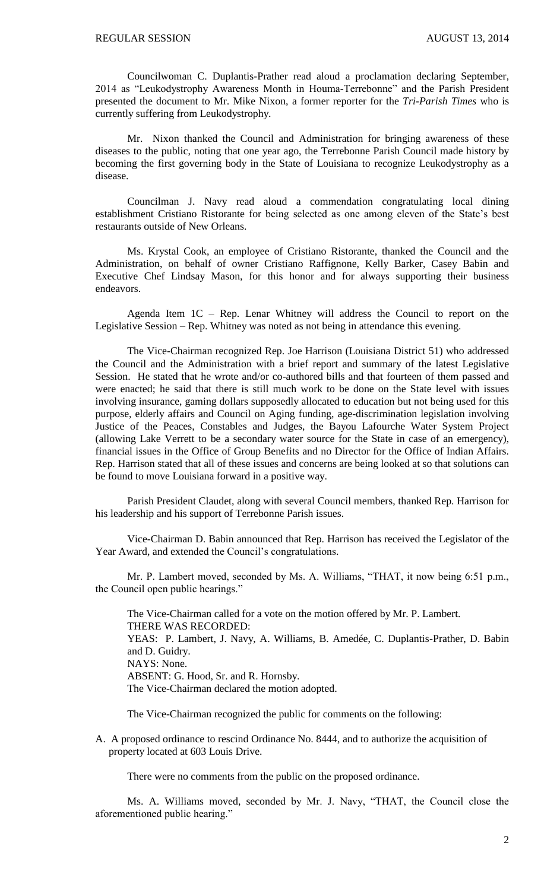Councilwoman C. Duplantis-Prather read aloud a proclamation declaring September, 2014 as "Leukodystrophy Awareness Month in Houma-Terrebonne" and the Parish President presented the document to Mr. Mike Nixon, a former reporter for the *Tri-Parish Times* who is currently suffering from Leukodystrophy.

Mr. Nixon thanked the Council and Administration for bringing awareness of these diseases to the public, noting that one year ago, the Terrebonne Parish Council made history by becoming the first governing body in the State of Louisiana to recognize Leukodystrophy as a disease.

Councilman J. Navy read aloud a commendation congratulating local dining establishment Cristiano Ristorante for being selected as one among eleven of the State's best restaurants outside of New Orleans.

Ms. Krystal Cook, an employee of Cristiano Ristorante, thanked the Council and the Administration, on behalf of owner Cristiano Raffignone, Kelly Barker, Casey Babin and Executive Chef Lindsay Mason, for this honor and for always supporting their business endeavors.

Agenda Item 1C – Rep. Lenar Whitney will address the Council to report on the Legislative Session – Rep. Whitney was noted as not being in attendance this evening.

The Vice-Chairman recognized Rep. Joe Harrison (Louisiana District 51) who addressed the Council and the Administration with a brief report and summary of the latest Legislative Session. He stated that he wrote and/or co-authored bills and that fourteen of them passed and were enacted; he said that there is still much work to be done on the State level with issues involving insurance, gaming dollars supposedly allocated to education but not being used for this purpose, elderly affairs and Council on Aging funding, age-discrimination legislation involving Justice of the Peaces, Constables and Judges, the Bayou Lafourche Water System Project (allowing Lake Verrett to be a secondary water source for the State in case of an emergency), financial issues in the Office of Group Benefits and no Director for the Office of Indian Affairs. Rep. Harrison stated that all of these issues and concerns are being looked at so that solutions can be found to move Louisiana forward in a positive way.

Parish President Claudet, along with several Council members, thanked Rep. Harrison for his leadership and his support of Terrebonne Parish issues.

Vice-Chairman D. Babin announced that Rep. Harrison has received the Legislator of the Year Award, and extended the Council's congratulations.

Mr. P. Lambert moved, seconded by Ms. A. Williams, "THAT, it now being 6:51 p.m., the Council open public hearings."

The Vice-Chairman called for a vote on the motion offered by Mr. P. Lambert.
THERE WAS RECORDED:
YEAS: P. Lambert, J. Navy, A. Williams, B. Amedée, C. Duplantis-Prather, D. Babin and D. Guidry.
NAYS: None.
ABSENT: G. Hood, Sr. and R. Hornsby.
The Vice-Chairman declared the motion adopted.

The Vice-Chairman recognized the public for comments on the following:

A. A proposed ordinance to rescind Ordinance No. 8444, and to authorize the acquisition of property located at 603 Louis Drive.

There were no comments from the public on the proposed ordinance.

Ms. A. Williams moved, seconded by Mr. J. Navy, "THAT, the Council close the aforementioned public hearing."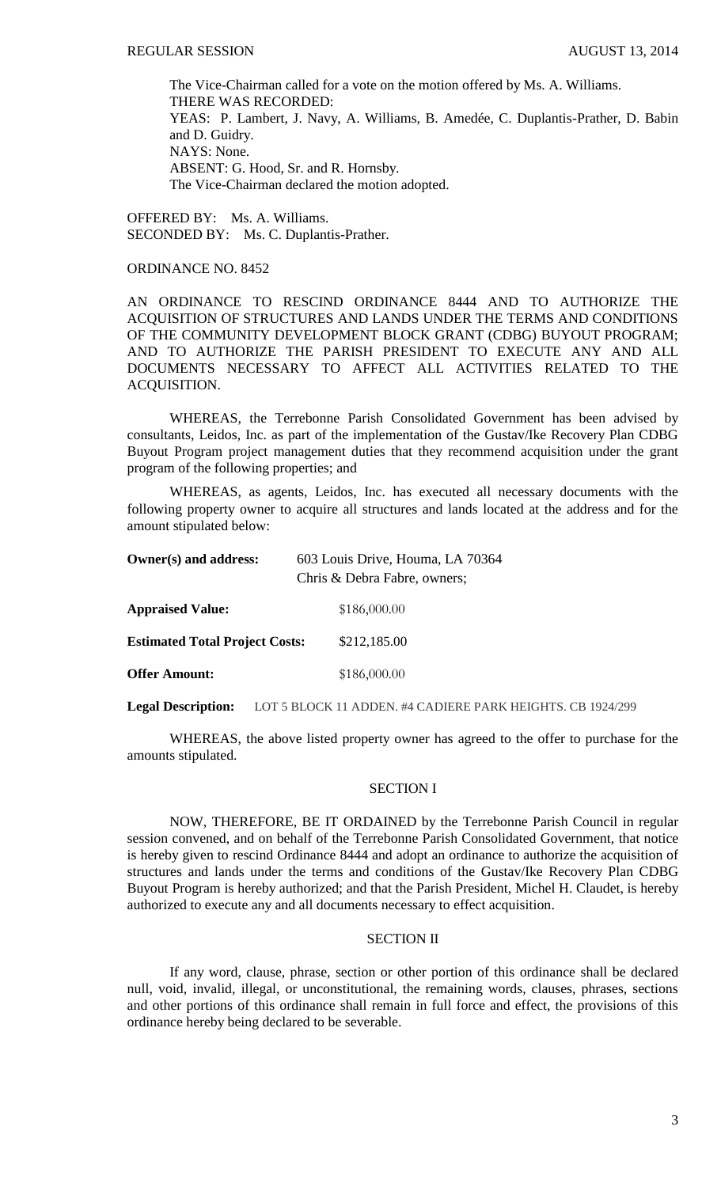The Vice-Chairman called for a vote on the motion offered by Ms. A. Williams.
THERE WAS RECORDED:
YEAS: P. Lambert, J. Navy, A. Williams, B. Amedée, C. Duplantis-Prather, D. Babin and D. Guidry.
NAYS: None.
ABSENT: G. Hood, Sr. and R. Hornsby.
The Vice-Chairman declared the motion adopted.

OFFERED BY: Ms. A. Williams.
SECONDED BY: Ms. C. Duplantis-Prather.

ORDINANCE NO. 8452

AN ORDINANCE TO RESCIND ORDINANCE 8444 AND TO AUTHORIZE THE ACQUISITION OF STRUCTURES AND LANDS UNDER THE TERMS AND CONDITIONS OF THE COMMUNITY DEVELOPMENT BLOCK GRANT (CDBG) BUYOUT PROGRAM; AND TO AUTHORIZE THE PARISH PRESIDENT TO EXECUTE ANY AND ALL DOCUMENTS NECESSARY TO AFFECT ALL ACTIVITIES RELATED TO THE ACQUISITION.

WHEREAS, the Terrebonne Parish Consolidated Government has been advised by consultants, Leidos, Inc. as part of the implementation of the Gustav/Ike Recovery Plan CDBG Buyout Program project management duties that they recommend acquisition under the grant program of the following properties; and

WHEREAS, as agents, Leidos, Inc. has executed all necessary documents with the following property owner to acquire all structures and lands located at the address and for the amount stipulated below:

**Owner(s) and address:** 603 Louis Drive, Houma, LA 70364
Chris & Debra Fabre, owners;

**Appraised Value:** $186,000.00

**Estimated Total Project Costs:** $212,185.00

**Offer Amount:** $186,000.00

**Legal Description:** LOT 5 BLOCK 11 ADDEN. #4 CADIERE PARK HEIGHTS. CB 1924/299

WHEREAS, the above listed property owner has agreed to the offer to purchase for the amounts stipulated.

SECTION I

NOW, THEREFORE, BE IT ORDAINED by the Terrebonne Parish Council in regular session convened, and on behalf of the Terrebonne Parish Consolidated Government, that notice is hereby given to rescind Ordinance 8444 and adopt an ordinance to authorize the acquisition of structures and lands under the terms and conditions of the Gustav/Ike Recovery Plan CDBG Buyout Program is hereby authorized; and that the Parish President, Michel H. Claudet, is hereby authorized to execute any and all documents necessary to effect acquisition.

SECTION II

If any word, clause, phrase, section or other portion of this ordinance shall be declared null, void, invalid, illegal, or unconstitutional, the remaining words, clauses, phrases, sections and other portions of this ordinance shall remain in full force and effect, the provisions of this ordinance hereby being declared to be severable.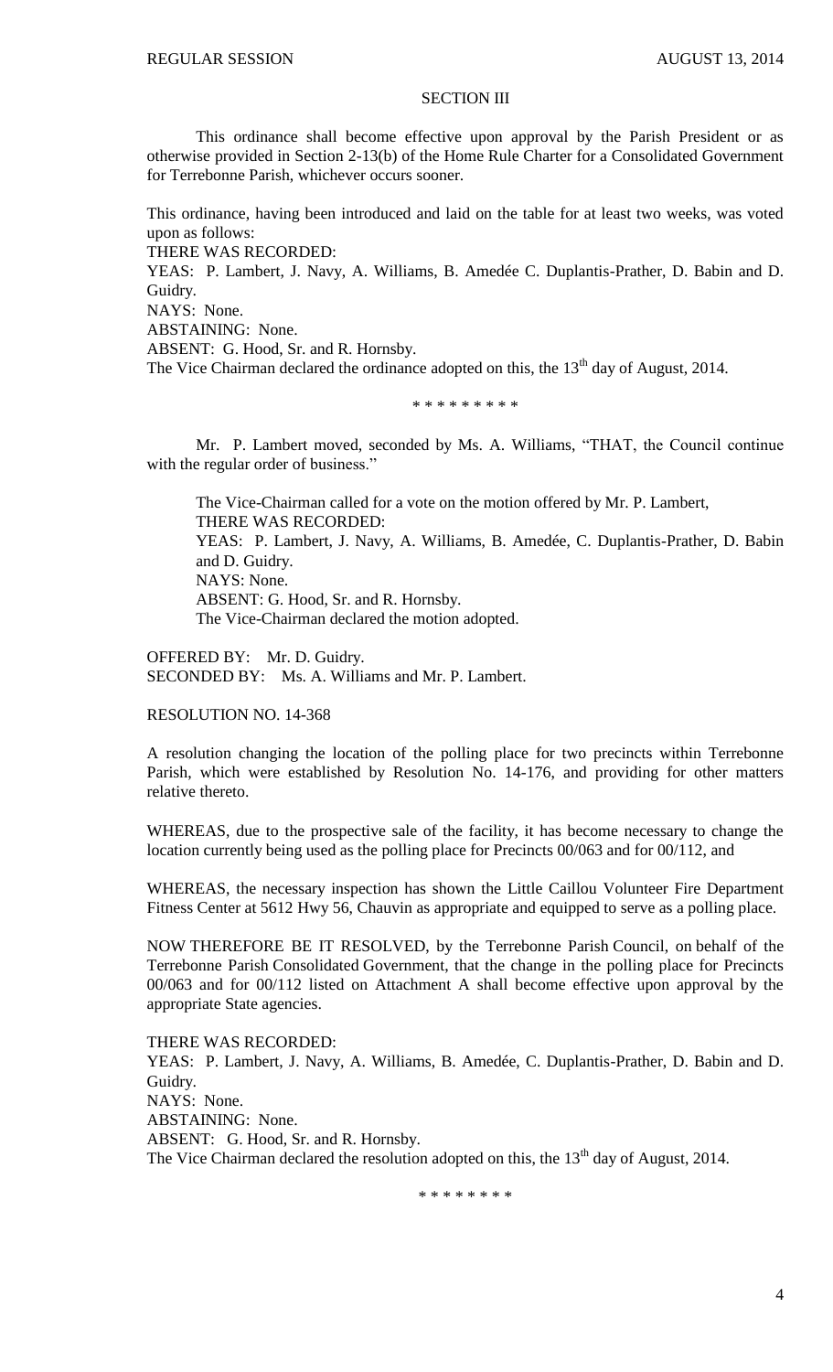SECTION III

This ordinance shall become effective upon approval by the Parish President or as otherwise provided in Section 2-13(b) of the Home Rule Charter for a Consolidated Government for Terrebonne Parish, whichever occurs sooner.

This ordinance, having been introduced and laid on the table for at least two weeks, was voted upon as follows:

THERE WAS RECORDED:

YEAS: P. Lambert, J. Navy, A. Williams, B. Amedée C. Duplantis-Prather, D. Babin and D. Guidry.

NAYS: None.

ABSTAINING: None.

ABSENT: G. Hood, Sr. and R. Hornsby.

The Vice Chairman declared the ordinance adopted on this, the 13th day of August, 2014.

\* \* \* \* \* \* \* \* \*

Mr. P. Lambert moved, seconded by Ms. A. Williams, "THAT, the Council continue with the regular order of business."

The Vice-Chairman called for a vote on the motion offered by Mr. P. Lambert,

THERE WAS RECORDED:

YEAS: P. Lambert, J. Navy, A. Williams, B. Amedée, C. Duplantis-Prather, D. Babin and D. Guidry.

NAYS: None.

ABSENT: G. Hood, Sr. and R. Hornsby.

The Vice-Chairman declared the motion adopted.

OFFERED BY: Mr. D. Guidry.

SECONDED BY: Ms. A. Williams and Mr. P. Lambert.

RESOLUTION NO. 14-368

A resolution changing the location of the polling place for two precincts within Terrebonne Parish, which were established by Resolution No. 14-176, and providing for other matters relative thereto.

WHEREAS, due to the prospective sale of the facility, it has become necessary to change the location currently being used as the polling place for Precincts 00/063 and for 00/112, and

WHEREAS, the necessary inspection has shown the Little Caillou Volunteer Fire Department Fitness Center at 5612 Hwy 56, Chauvin as appropriate and equipped to serve as a polling place.

NOW THEREFORE BE IT RESOLVED, by the Terrebonne Parish Council, on behalf of the Terrebonne Parish Consolidated Government, that the change in the polling place for Precincts 00/063 and for 00/112 listed on Attachment A shall become effective upon approval by the appropriate State agencies.

THERE WAS RECORDED:

YEAS: P. Lambert, J. Navy, A. Williams, B. Amedée, C. Duplantis-Prather, D. Babin and D. Guidry.

NAYS: None.

ABSTAINING: None.

ABSENT: G. Hood, Sr. and R. Hornsby.

The Vice Chairman declared the resolution adopted on this, the 13th day of August, 2014.

\* \* \* \* \* \* \* \*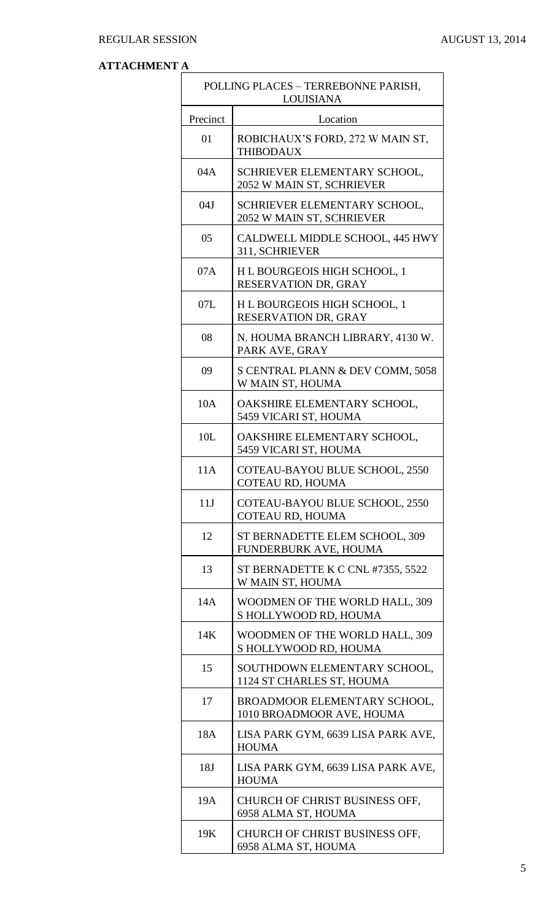**ATTACHMENT A**

| POLLING PLACES – TERREBONNE PARISH, LOUISIANA | |
|---|---|
| Precinct | Location |
| 01 | ROBICHAUX'S FORD, 272 W MAIN ST, THIBODAUX |
| 04A | SCHRIEVER ELEMENTARY SCHOOL, 2052 W MAIN ST, SCHRIEVER |
| 04J | SCHRIEVER ELEMENTARY SCHOOL, 2052 W MAIN ST, SCHRIEVER |
| 05 | CALDWELL MIDDLE SCHOOL, 445 HWY 311, SCHRIEVER |
| 07A | H L BOURGEOIS HIGH SCHOOL, 1 RESERVATION DR, GRAY |
| 07L | H L BOURGEOIS HIGH SCHOOL, 1 RESERVATION DR, GRAY |
| 08 | N. HOUMA BRANCH LIBRARY, 4130 W. PARK AVE, GRAY |
| 09 | S CENTRAL PLANN & DEV COMM, 5058 W MAIN ST, HOUMA |
| 10A | OAKSHIRE ELEMENTARY SCHOOL, 5459 VICARI ST, HOUMA |
| 10L | OAKSHIRE ELEMENTARY SCHOOL, 5459 VICARI ST, HOUMA |
| 11A | COTEAU-BAYOU BLUE SCHOOL, 2550 COTEAU RD, HOUMA |
| 11J | COTEAU-BAYOU BLUE SCHOOL, 2550 COTEAU RD, HOUMA |
| 12 | ST BERNADETTE ELEM SCHOOL, 309 FUNDERBURK AVE, HOUMA |
| 13 | ST BERNADETTE K C CNL #7355, 5522 W MAIN ST, HOUMA |
| 14A | WOODMEN OF THE WORLD HALL, 309 S HOLLYWOOD RD, HOUMA |
| 14K | WOODMEN OF THE WORLD HALL, 309 S HOLLYWOOD RD, HOUMA |
| 15 | SOUTHDOWN ELEMENTARY SCHOOL, 1124 ST CHARLES ST, HOUMA |
| 17 | BROADMOOR ELEMENTARY SCHOOL, 1010 BROADMOOR AVE, HOUMA |
| 18A | LISA PARK GYM, 6639 LISA PARK AVE, HOUMA |
| 18J | LISA PARK GYM, 6639 LISA PARK AVE, HOUMA |
| 19A | CHURCH OF CHRIST BUSINESS OFF, 6958 ALMA ST, HOUMA |
| 19K | CHURCH OF CHRIST BUSINESS OFF, 6958 ALMA ST, HOUMA |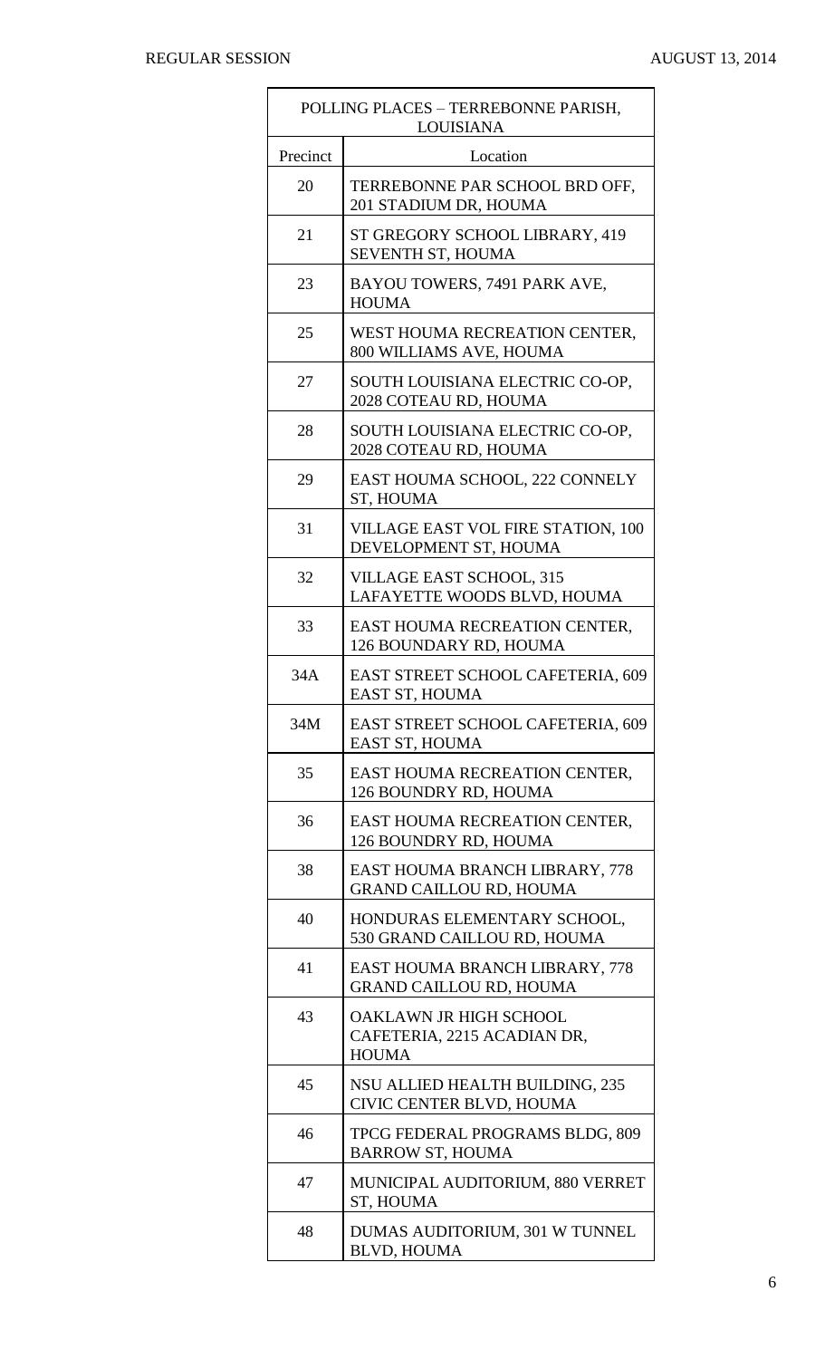| POLLING PLACES – TERREBONNE PARISH, LOUISIANA | |
|---|---|
| Precinct | Location |
| 20 | TERREBONNE PAR SCHOOL BRD OFF, 201 STADIUM DR, HOUMA |
| 21 | ST GREGORY SCHOOL LIBRARY, 419 SEVENTH ST, HOUMA |
| 23 | BAYOU TOWERS, 7491 PARK AVE, HOUMA |
| 25 | WEST HOUMA RECREATION CENTER, 800 WILLIAMS AVE, HOUMA |
| 27 | SOUTH LOUISIANA ELECTRIC CO-OP, 2028 COTEAU RD, HOUMA |
| 28 | SOUTH LOUISIANA ELECTRIC CO-OP, 2028 COTEAU RD, HOUMA |
| 29 | EAST HOUMA SCHOOL, 222 CONNELY ST, HOUMA |
| 31 | VILLAGE EAST VOL FIRE STATION, 100 DEVELOPMENT ST, HOUMA |
| 32 | VILLAGE EAST SCHOOL, 315 LAFAYETTE WOODS BLVD, HOUMA |
| 33 | EAST HOUMA RECREATION CENTER, 126 BOUNDARY RD, HOUMA |
| 34A | EAST STREET SCHOOL CAFETERIA, 609 EAST ST, HOUMA |
| 34M | EAST STREET SCHOOL CAFETERIA, 609 EAST ST, HOUMA |
| 35 | EAST HOUMA RECREATION CENTER, 126 BOUNDRY RD, HOUMA |
| 36 | EAST HOUMA RECREATION CENTER, 126 BOUNDRY RD, HOUMA |
| 38 | EAST HOUMA BRANCH LIBRARY, 778 GRAND CAILLOU RD, HOUMA |
| 40 | HONDURAS ELEMENTARY SCHOOL, 530 GRAND CAILLOU RD, HOUMA |
| 41 | EAST HOUMA BRANCH LIBRARY, 778 GRAND CAILLOU RD, HOUMA |
| 43 | OAKLAWN JR HIGH SCHOOL CAFETERIA, 2215 ACADIAN DR, HOUMA |
| 45 | NSU ALLIED HEALTH BUILDING, 235 CIVIC CENTER BLVD, HOUMA |
| 46 | TPCG FEDERAL PROGRAMS BLDG, 809 BARROW ST, HOUMA |
| 47 | MUNICIPAL AUDITORIUM, 880 VERRET ST, HOUMA |
| 48 | DUMAS AUDITORIUM, 301 W TUNNEL BLVD, HOUMA |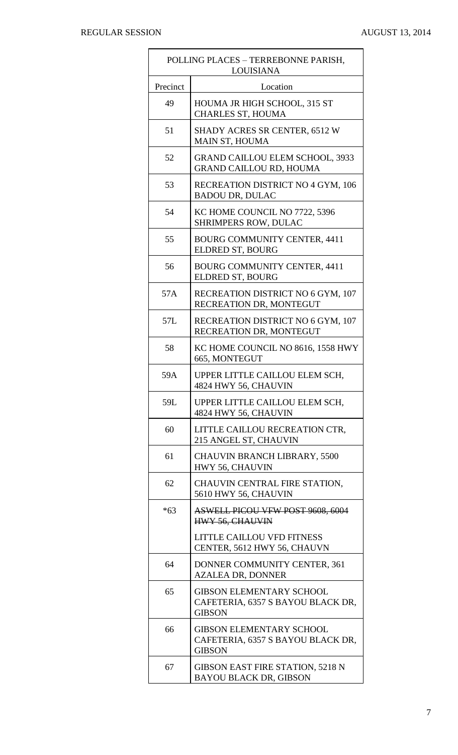| POLLING PLACES – TERREBONNE PARISH, LOUISIANA | |
|---|---|
| Precinct | Location |
| 49 | HOUMA JR HIGH SCHOOL, 315 ST CHARLES ST, HOUMA |
| 51 | SHADY ACRES SR CENTER, 6512 W MAIN ST, HOUMA |
| 52 | GRAND CAILLOU ELEM SCHOOL, 3933 GRAND CAILLOU RD, HOUMA |
| 53 | RECREATION DISTRICT NO 4 GYM, 106 BADOU DR, DULAC |
| 54 | KC HOME COUNCIL NO 7722, 5396 SHRIMPERS ROW, DULAC |
| 55 | BOURG COMMUNITY CENTER, 4411 ELDRED ST, BOURG |
| 56 | BOURG COMMUNITY CENTER, 4411 ELDRED ST, BOURG |
| 57A | RECREATION DISTRICT NO 6 GYM, 107 RECREATION DR, MONTEGUT |
| 57L | RECREATION DISTRICT NO 6 GYM, 107 RECREATION DR, MONTEGUT |
| 58 | KC HOME COUNCIL NO 8616, 1558 HWY 665, MONTEGUT |
| 59A | UPPER LITTLE CAILLOU ELEM SCH, 4824 HWY 56, CHAUVIN |
| 59L | UPPER LITTLE CAILLOU ELEM SCH, 4824 HWY 56, CHAUVIN |
| 60 | LITTLE CAILLOU RECREATION CTR, 215 ANGEL ST, CHAUVIN |
| 61 | CHAUVIN BRANCH LIBRARY, 5500 HWY 56, CHAUVIN |
| 62 | CHAUVIN CENTRAL FIRE STATION, 5610 HWY 56, CHAUVIN |
| *63 | ~~ASWELL PICOU VFW POST 9608, 6004 HWY 56, CHAUVIN~~ LITTLE CAILLOU VFD FITNESS CENTER, 5612 HWY 56, CHAUVN |
| 64 | DONNER COMMUNITY CENTER, 361 AZALEA DR, DONNER |
| 65 | GIBSON ELEMENTARY SCHOOL CAFETERIA, 6357 S BAYOU BLACK DR, GIBSON |
| 66 | GIBSON ELEMENTARY SCHOOL CAFETERIA, 6357 S BAYOU BLACK DR, GIBSON |
| 67 | GIBSON EAST FIRE STATION, 5218 N BAYOU BLACK DR, GIBSON |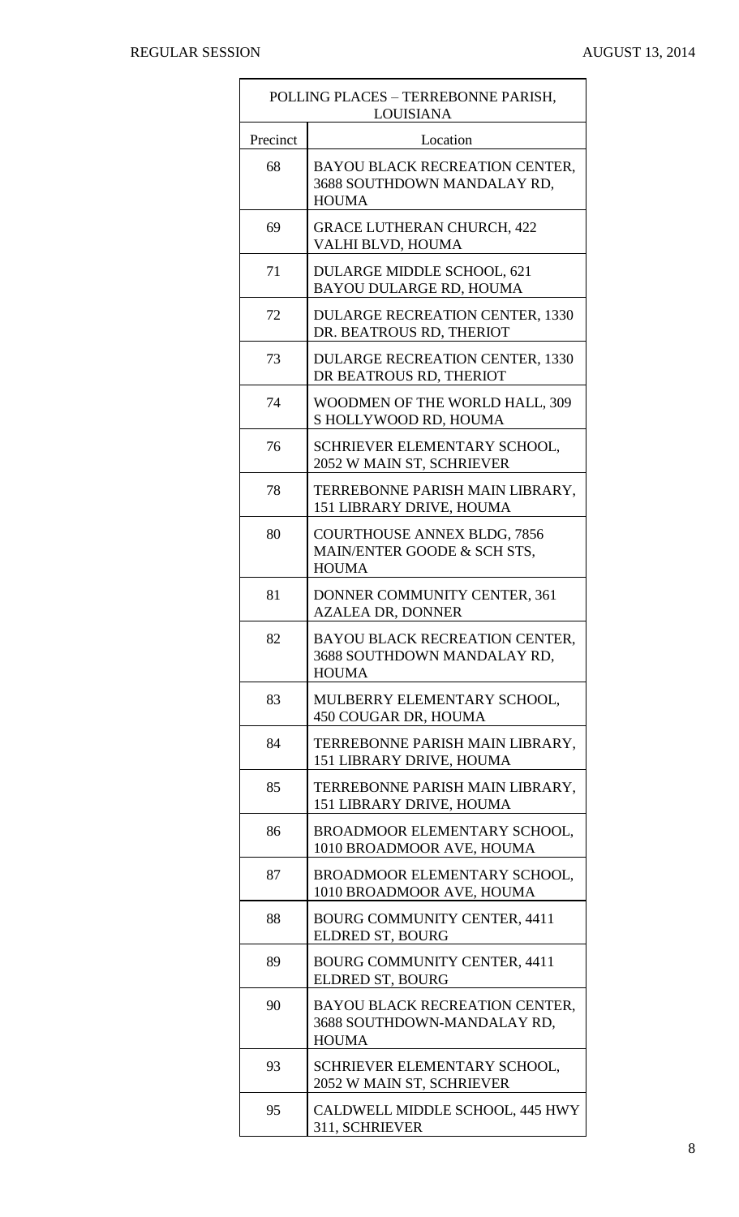| POLLING PLACES – TERREBONNE PARISH, LOUISIANA | |
|---|---|
| Precinct | Location |
| 68 | BAYOU BLACK RECREATION CENTER, 3688 SOUTHDOWN MANDALAY RD, HOUMA |
| 69 | GRACE LUTHERAN CHURCH, 422 VALHI BLVD, HOUMA |
| 71 | DULARGE MIDDLE SCHOOL, 621 BAYOU DULARGE RD, HOUMA |
| 72 | DULARGE RECREATION CENTER, 1330 DR. BEATROUS RD, THERIOT |
| 73 | DULARGE RECREATION CENTER, 1330 DR BEATROUS RD, THERIOT |
| 74 | WOODMEN OF THE WORLD HALL, 309 S HOLLYWOOD RD, HOUMA |
| 76 | SCHRIEVER ELEMENTARY SCHOOL, 2052 W MAIN ST, SCHRIEVER |
| 78 | TERREBONNE PARISH MAIN LIBRARY, 151 LIBRARY DRIVE, HOUMA |
| 80 | COURTHOUSE ANNEX BLDG, 7856 MAIN/ENTER GOODE & SCH STS, HOUMA |
| 81 | DONNER COMMUNITY CENTER, 361 AZALEA DR, DONNER |
| 82 | BAYOU BLACK RECREATION CENTER, 3688 SOUTHDOWN MANDALAY RD, HOUMA |
| 83 | MULBERRY ELEMENTARY SCHOOL, 450 COUGAR DR, HOUMA |
| 84 | TERREBONNE PARISH MAIN LIBRARY, 151 LIBRARY DRIVE, HOUMA |
| 85 | TERREBONNE PARISH MAIN LIBRARY, 151 LIBRARY DRIVE, HOUMA |
| 86 | BROADMOOR ELEMENTARY SCHOOL, 1010 BROADMOOR AVE, HOUMA |
| 87 | BROADMOOR ELEMENTARY SCHOOL, 1010 BROADMOOR AVE, HOUMA |
| 88 | BOURG COMMUNITY CENTER, 4411 ELDRED ST, BOURG |
| 89 | BOURG COMMUNITY CENTER, 4411 ELDRED ST, BOURG |
| 90 | BAYOU BLACK RECREATION CENTER, 3688 SOUTHDOWN-MANDALAY RD, HOUMA |
| 93 | SCHRIEVER ELEMENTARY SCHOOL, 2052 W MAIN ST, SCHRIEVER |
| 95 | CALDWELL MIDDLE SCHOOL, 445 HWY 311, SCHRIEVER |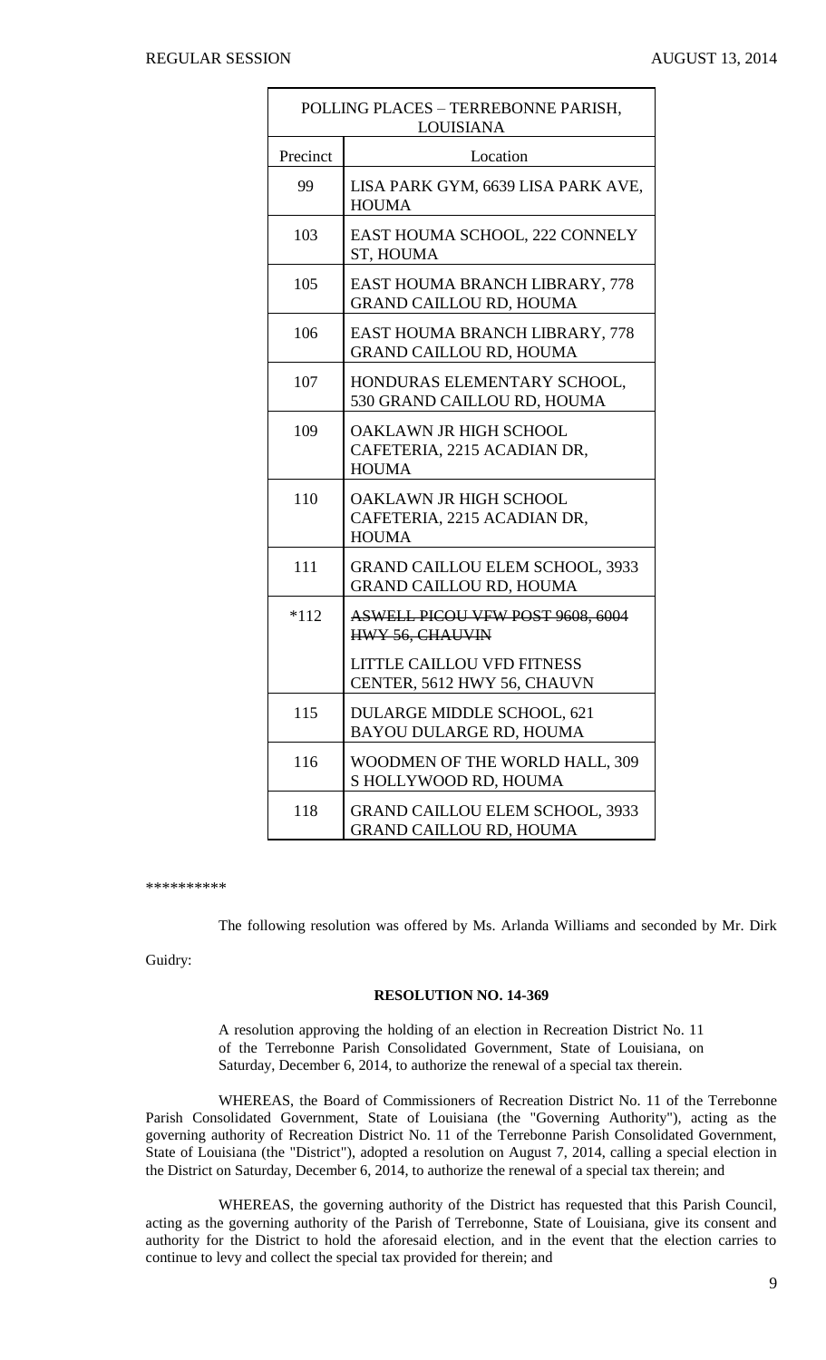| POLLING PLACES – TERREBONNE PARISH, LOUISIANA | |
|---|---|
| Precinct | Location |
| 99 | LISA PARK GYM, 6639 LISA PARK AVE, HOUMA |
| 103 | EAST HOUMA SCHOOL, 222 CONNELY ST, HOUMA |
| 105 | EAST HOUMA BRANCH LIBRARY, 778 GRAND CAILLOU RD, HOUMA |
| 106 | EAST HOUMA BRANCH LIBRARY, 778 GRAND CAILLOU RD, HOUMA |
| 107 | HONDURAS ELEMENTARY SCHOOL, 530 GRAND CAILLOU RD, HOUMA |
| 109 | OAKLAWN JR HIGH SCHOOL CAFETERIA, 2215 ACADIAN DR, HOUMA |
| 110 | OAKLAWN JR HIGH SCHOOL CAFETERIA, 2215 ACADIAN DR, HOUMA |
| 111 | GRAND CAILLOU ELEM SCHOOL, 3933 GRAND CAILLOU RD, HOUMA |
| *112 | ~~ASWELL PICOU VFW POST 9608, 6004 HWY 56, CHAUVIN~~ |
| | LITTLE CAILLOU VFD FITNESS CENTER, 5612 HWY 56, CHAUVN |
| 115 | DULARGE MIDDLE SCHOOL, 621 BAYOU DULARGE RD, HOUMA |
| 116 | WOODMEN OF THE WORLD HALL, 309 S HOLLYWOOD RD, HOUMA |
| 118 | GRAND CAILLOU ELEM SCHOOL, 3933 GRAND CAILLOU RD, HOUMA |

\*\*\*\*\*\*\*\*\*\*

The following resolution was offered by Ms. Arlanda Williams and seconded by Mr. Dirk Guidry:

**RESOLUTION NO. 14-369**

A resolution approving the holding of an election in Recreation District No. 11 of the Terrebonne Parish Consolidated Government, State of Louisiana, on Saturday, December 6, 2014, to authorize the renewal of a special tax therein.

WHEREAS, the Board of Commissioners of Recreation District No. 11 of the Terrebonne Parish Consolidated Government, State of Louisiana (the "Governing Authority"), acting as the governing authority of Recreation District No. 11 of the Terrebonne Parish Consolidated Government, State of Louisiana (the "District"), adopted a resolution on August 7, 2014, calling a special election in the District on Saturday, December 6, 2014, to authorize the renewal of a special tax therein; and

WHEREAS, the governing authority of the District has requested that this Parish Council, acting as the governing authority of the Parish of Terrebonne, State of Louisiana, give its consent and authority for the District to hold the aforesaid election, and in the event that the election carries to continue to levy and collect the special tax provided for therein; and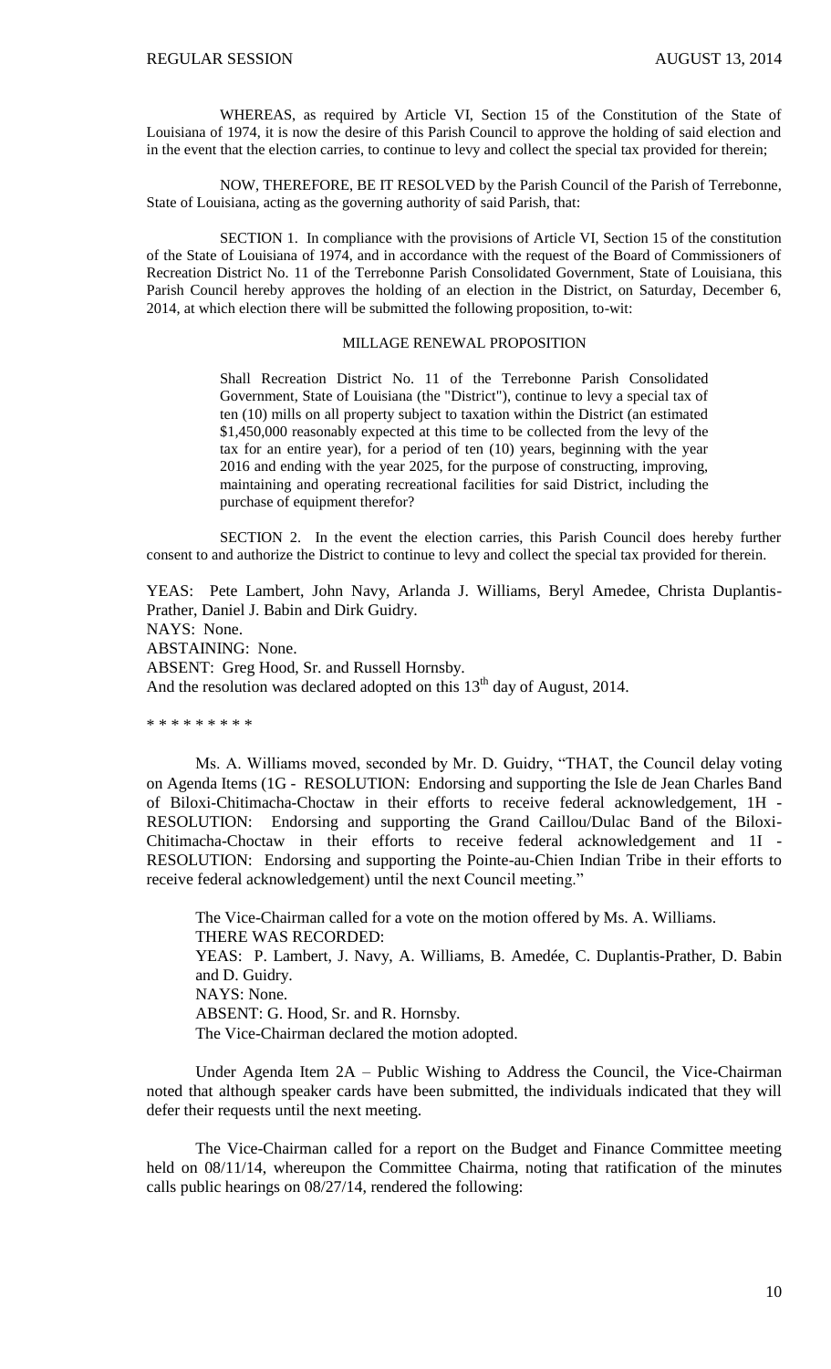WHEREAS, as required by Article VI, Section 15 of the Constitution of the State of Louisiana of 1974, it is now the desire of this Parish Council to approve the holding of said election and in the event that the election carries, to continue to levy and collect the special tax provided for therein;

NOW, THEREFORE, BE IT RESOLVED by the Parish Council of the Parish of Terrebonne, State of Louisiana, acting as the governing authority of said Parish, that:

SECTION 1. In compliance with the provisions of Article VI, Section 15 of the constitution of the State of Louisiana of 1974, and in accordance with the request of the Board of Commissioners of Recreation District No. 11 of the Terrebonne Parish Consolidated Government, State of Louisiana, this Parish Council hereby approves the holding of an election in the District, on Saturday, December 6, 2014, at which election there will be submitted the following proposition, to-wit:

MILLAGE RENEWAL PROPOSITION

> Shall Recreation District No. 11 of the Terrebonne Parish Consolidated Government, State of Louisiana (the "District"), continue to levy a special tax of ten (10) mills on all property subject to taxation within the District (an estimated $1,450,000 reasonably expected at this time to be collected from the levy of the tax for an entire year), for a period of ten (10) years, beginning with the year 2016 and ending with the year 2025, for the purpose of constructing, improving, maintaining and operating recreational facilities for said District, including the purchase of equipment therefor?

SECTION 2. In the event the election carries, this Parish Council does hereby further consent to and authorize the District to continue to levy and collect the special tax provided for therein.

YEAS: Pete Lambert, John Navy, Arlanda J. Williams, Beryl Amedee, Christa Duplantis-Prather, Daniel J. Babin and Dirk Guidry.
NAYS: None.
ABSTAINING: None.
ABSENT: Greg Hood, Sr. and Russell Hornsby.
And the resolution was declared adopted on this 13th day of August, 2014.

\* \* \* \* \* \* \* \* \*

Ms. A. Williams moved, seconded by Mr. D. Guidry, "THAT, the Council delay voting on Agenda Items (1G - RESOLUTION: Endorsing and supporting the Isle de Jean Charles Band of Biloxi-Chitimacha-Choctaw in their efforts to receive federal acknowledgement, 1H - RESOLUTION: Endorsing and supporting the Grand Caillou/Dulac Band of the Biloxi-Chitimacha-Choctaw in their efforts to receive federal acknowledgement and 1I - RESOLUTION: Endorsing and supporting the Pointe-au-Chien Indian Tribe in their efforts to receive federal acknowledgement) until the next Council meeting."

The Vice-Chairman called for a vote on the motion offered by Ms. A. Williams.
THERE WAS RECORDED:
YEAS: P. Lambert, J. Navy, A. Williams, B. Amedée, C. Duplantis-Prather, D. Babin and D. Guidry.
NAYS: None.
ABSENT: G. Hood, Sr. and R. Hornsby.
The Vice-Chairman declared the motion adopted.

Under Agenda Item 2A – Public Wishing to Address the Council, the Vice-Chairman noted that although speaker cards have been submitted, the individuals indicated that they will defer their requests until the next meeting.

The Vice-Chairman called for a report on the Budget and Finance Committee meeting held on 08/11/14, whereupon the Committee Chairma, noting that ratification of the minutes calls public hearings on 08/27/14, rendered the following: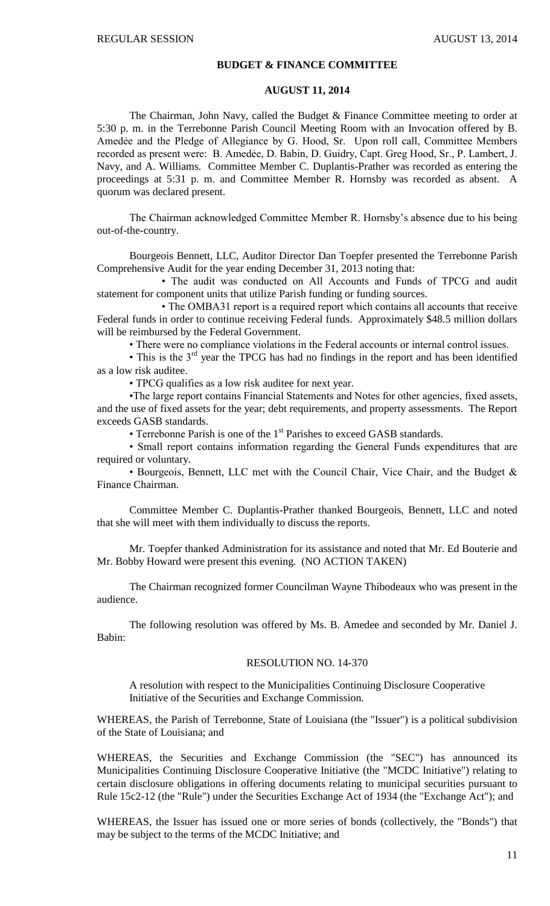REGULAR SESSION AUGUST 13, 2014

## BUDGET & FINANCE COMMITTEE

### AUGUST 11, 2014

The Chairman, John Navy, called the Budget & Finance Committee meeting to order at 5:30 p. m. in the Terrebonne Parish Council Meeting Room with an Invocation offered by B. Amedée and the Pledge of Allegiance by G. Hood, Sr. Upon roll call, Committee Members recorded as present were: B. Amedée, D. Babin, D. Guidry, Capt. Greg Hood, Sr., P. Lambert, J. Navy, and A. Williams. Committee Member C. Duplantis-Prather was recorded as entering the proceedings at 5:31 p. m. and Committee Member R. Hornsby was recorded as absent. A quorum was declared present.

The Chairman acknowledged Committee Member R. Hornsby's absence due to his being out-of-the-country.

Bourgeois Bennett, LLC, Auditor Director Dan Toepfer presented the Terrebonne Parish Comprehensive Audit for the year ending December 31, 2013 noting that:

• The audit was conducted on All Accounts and Funds of TPCG and audit statement for component units that utilize Parish funding or funding sources.

• The OMBA31 report is a required report which contains all accounts that receive Federal funds in order to continue receiving Federal funds. Approximately $48.5 million dollars will be reimbursed by the Federal Government.

• There were no compliance violations in the Federal accounts or internal control issues.

• This is the 3rd year the TPCG has had no findings in the report and has been identified as a low risk auditee.

• TPCG qualifies as a low risk auditee for next year.

•The large report contains Financial Statements and Notes for other agencies, fixed assets, and the use of fixed assets for the year; debt requirements, and property assessments. The Report exceeds GASB standards.

• Terrebonne Parish is one of the 1st Parishes to exceed GASB standards.

• Small report contains information regarding the General Funds expenditures that are required or voluntary.

• Bourgeois, Bennett, LLC met with the Council Chair, Vice Chair, and the Budget & Finance Chairman.

Committee Member C. Duplantis-Prather thanked Bourgeois, Bennett, LLC and noted that she will meet with them individually to discuss the reports.

Mr. Toepfer thanked Administration for its assistance and noted that Mr. Ed Bouterie and Mr. Bobby Howard were present this evening. (NO ACTION TAKEN)

The Chairman recognized former Councilman Wayne Thibodeaux who was present in the audience.

The following resolution was offered by Ms. B. Amedee and seconded by Mr. Daniel J. Babin:

RESOLUTION NO. 14-370

A resolution with respect to the Municipalities Continuing Disclosure Cooperative Initiative of the Securities and Exchange Commission.

WHEREAS, the Parish of Terrebonne, State of Louisiana (the "Issuer") is a political subdivision of the State of Louisiana; and

WHEREAS, the Securities and Exchange Commission (the "SEC") has announced its Municipalities Continuing Disclosure Cooperative Initiative (the "MCDC Initiative") relating to certain disclosure obligations in offering documents relating to municipal securities pursuant to Rule 15c2-12 (the "Rule") under the Securities Exchange Act of 1934 (the "Exchange Act"); and

WHEREAS, the Issuer has issued one or more series of bonds (collectively, the "Bonds") that may be subject to the terms of the MCDC Initiative; and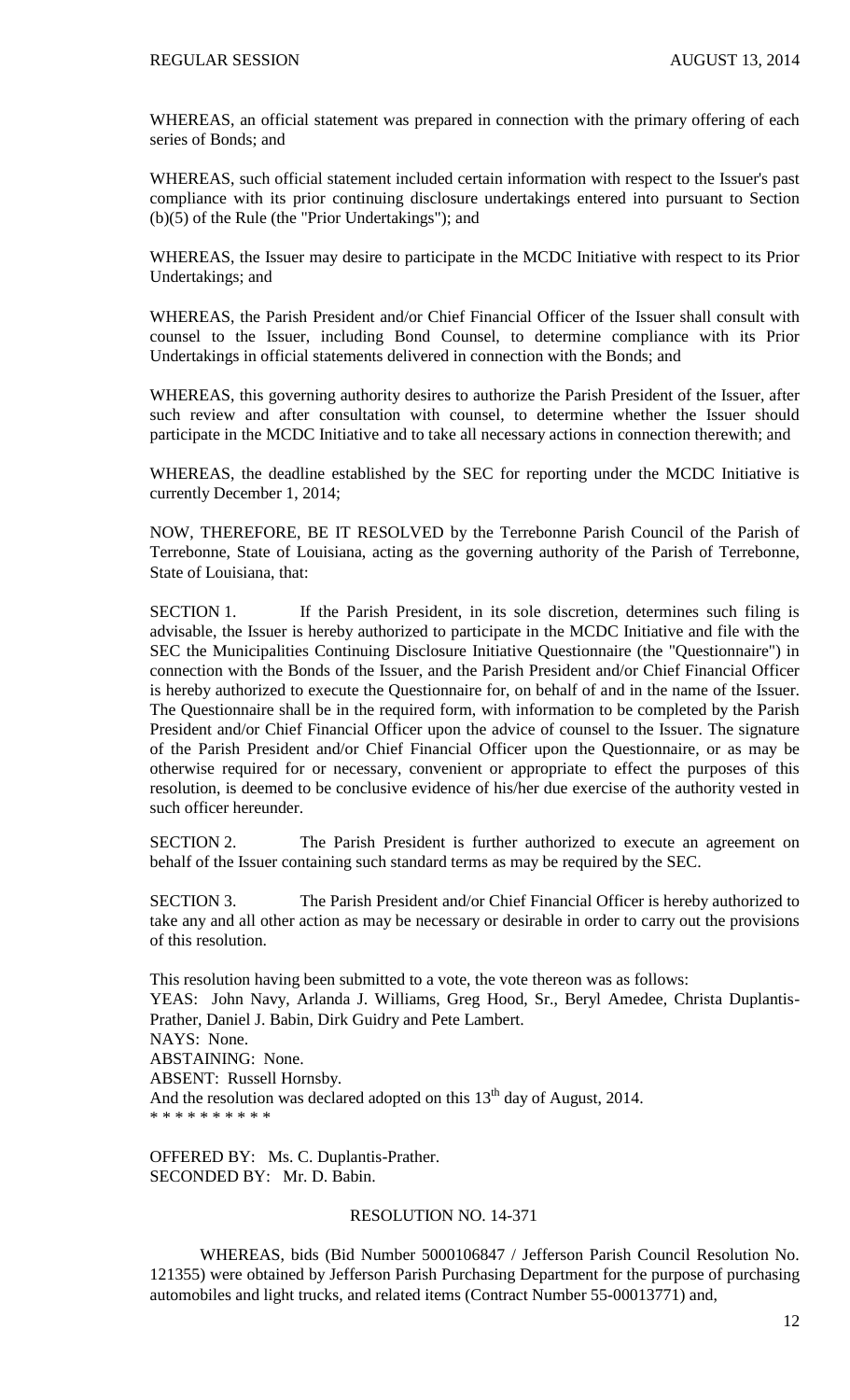WHEREAS, an official statement was prepared in connection with the primary offering of each series of Bonds; and

WHEREAS, such official statement included certain information with respect to the Issuer's past compliance with its prior continuing disclosure undertakings entered into pursuant to Section (b)(5) of the Rule (the "Prior Undertakings"); and

WHEREAS, the Issuer may desire to participate in the MCDC Initiative with respect to its Prior Undertakings; and

WHEREAS, the Parish President and/or Chief Financial Officer of the Issuer shall consult with counsel to the Issuer, including Bond Counsel, to determine compliance with its Prior Undertakings in official statements delivered in connection with the Bonds; and

WHEREAS, this governing authority desires to authorize the Parish President of the Issuer, after such review and after consultation with counsel, to determine whether the Issuer should participate in the MCDC Initiative and to take all necessary actions in connection therewith; and

WHEREAS, the deadline established by the SEC for reporting under the MCDC Initiative is currently December 1, 2014;

NOW, THEREFORE, BE IT RESOLVED by the Terrebonne Parish Council of the Parish of Terrebonne, State of Louisiana, acting as the governing authority of the Parish of Terrebonne, State of Louisiana, that:

SECTION 1. If the Parish President, in its sole discretion, determines such filing is advisable, the Issuer is hereby authorized to participate in the MCDC Initiative and file with the SEC the Municipalities Continuing Disclosure Initiative Questionnaire (the "Questionnaire") in connection with the Bonds of the Issuer, and the Parish President and/or Chief Financial Officer is hereby authorized to execute the Questionnaire for, on behalf of and in the name of the Issuer. The Questionnaire shall be in the required form, with information to be completed by the Parish President and/or Chief Financial Officer upon the advice of counsel to the Issuer. The signature of the Parish President and/or Chief Financial Officer upon the Questionnaire, or as may be otherwise required for or necessary, convenient or appropriate to effect the purposes of this resolution, is deemed to be conclusive evidence of his/her due exercise of the authority vested in such officer hereunder.

SECTION 2. The Parish President is further authorized to execute an agreement on behalf of the Issuer containing such standard terms as may be required by the SEC.

SECTION 3. The Parish President and/or Chief Financial Officer is hereby authorized to take any and all other action as may be necessary or desirable in order to carry out the provisions of this resolution.

This resolution having been submitted to a vote, the vote thereon was as follows:
YEAS: John Navy, Arlanda J. Williams, Greg Hood, Sr., Beryl Amedee, Christa Duplantis-Prather, Daniel J. Babin, Dirk Guidry and Pete Lambert.
NAYS: None.
ABSTAINING: None.
ABSENT: Russell Hornsby.
And the resolution was declared adopted on this 13th day of August, 2014.
* * * * * * * * * *

OFFERED BY: Ms. C. Duplantis-Prather.
SECONDED BY: Mr. D. Babin.

RESOLUTION NO. 14-371

WHEREAS, bids (Bid Number 5000106847 / Jefferson Parish Council Resolution No. 121355) were obtained by Jefferson Parish Purchasing Department for the purpose of purchasing automobiles and light trucks, and related items (Contract Number 55-00013771) and,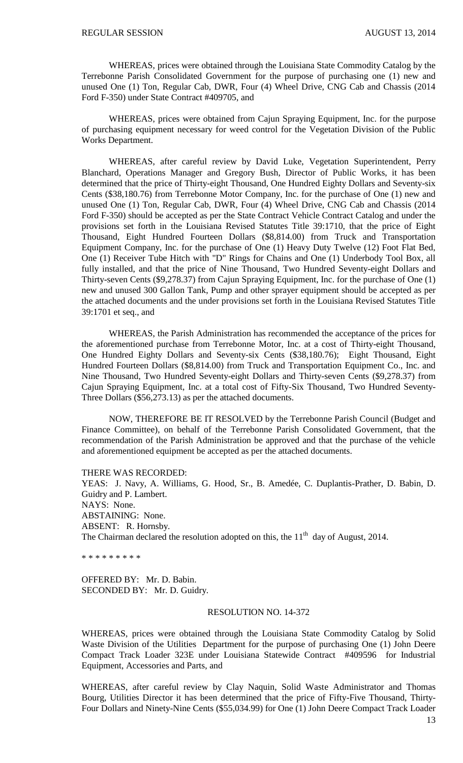WHEREAS, prices were obtained through the Louisiana State Commodity Catalog by the Terrebonne Parish Consolidated Government for the purpose of purchasing one (1) new and unused One (1) Ton, Regular Cab, DWR, Four (4) Wheel Drive, CNG Cab and Chassis (2014 Ford F-350) under State Contract #409705, and

WHEREAS, prices were obtained from Cajun Spraying Equipment, Inc. for the purpose of purchasing equipment necessary for weed control for the Vegetation Division of the Public Works Department.

WHEREAS, after careful review by David Luke, Vegetation Superintendent, Perry Blanchard, Operations Manager and Gregory Bush, Director of Public Works, it has been determined that the price of Thirty-eight Thousand, One Hundred Eighty Dollars and Seventy-six Cents ($38,180.76) from Terrebonne Motor Company, Inc. for the purchase of One (1) new and unused One (1) Ton, Regular Cab, DWR, Four (4) Wheel Drive, CNG Cab and Chassis (2014 Ford F-350) should be accepted as per the State Contract Vehicle Contract Catalog and under the provisions set forth in the Louisiana Revised Statutes Title 39:1710, that the price of Eight Thousand, Eight Hundred Fourteen Dollars ($8,814.00) from Truck and Transportation Equipment Company, Inc. for the purchase of One (1) Heavy Duty Twelve (12) Foot Flat Bed, One (1) Receiver Tube Hitch with "D" Rings for Chains and One (1) Underbody Tool Box, all fully installed, and that the price of Nine Thousand, Two Hundred Seventy-eight Dollars and Thirty-seven Cents ($9,278.37) from Cajun Spraying Equipment, Inc. for the purchase of One (1) new and unused 300 Gallon Tank, Pump and other sprayer equipment should be accepted as per the attached documents and the under provisions set forth in the Louisiana Revised Statutes Title 39:1701 et seq., and

WHEREAS, the Parish Administration has recommended the acceptance of the prices for the aforementioned purchase from Terrebonne Motor, Inc. at a cost of Thirty-eight Thousand, One Hundred Eighty Dollars and Seventy-six Cents ($38,180.76); Eight Thousand, Eight Hundred Fourteen Dollars ($8,814.00) from Truck and Transportation Equipment Co., Inc. and Nine Thousand, Two Hundred Seventy-eight Dollars and Thirty-seven Cents ($9,278.37) from Cajun Spraying Equipment, Inc. at a total cost of Fifty-Six Thousand, Two Hundred Seventy-Three Dollars ($56,273.13) as per the attached documents.

NOW, THEREFORE BE IT RESOLVED by the Terrebonne Parish Council (Budget and Finance Committee), on behalf of the Terrebonne Parish Consolidated Government, that the recommendation of the Parish Administration be approved and that the purchase of the vehicle and aforementioned equipment be accepted as per the attached documents.

THERE WAS RECORDED:
YEAS: J. Navy, A. Williams, G. Hood, Sr., B. Amedée, C. Duplantis-Prather, D. Babin, D. Guidry and P. Lambert.
NAYS: None.
ABSTAINING: None.
ABSENT: R. Hornsby.
The Chairman declared the resolution adopted on this, the 11th day of August, 2014.

\* \* \* \* \* \* \* \* \*

OFFERED BY: Mr. D. Babin.
SECONDED BY: Mr. D. Guidry.

RESOLUTION NO. 14-372

WHEREAS, prices were obtained through the Louisiana State Commodity Catalog by Solid Waste Division of the Utilities Department for the purpose of purchasing One (1) John Deere Compact Track Loader 323E under Louisiana Statewide Contract #409596 for Industrial Equipment, Accessories and Parts, and

WHEREAS, after careful review by Clay Naquin, Solid Waste Administrator and Thomas Bourg, Utilities Director it has been determined that the price of Fifty-Five Thousand, Thirty-Four Dollars and Ninety-Nine Cents ($55,034.99) for One (1) John Deere Compact Track Loader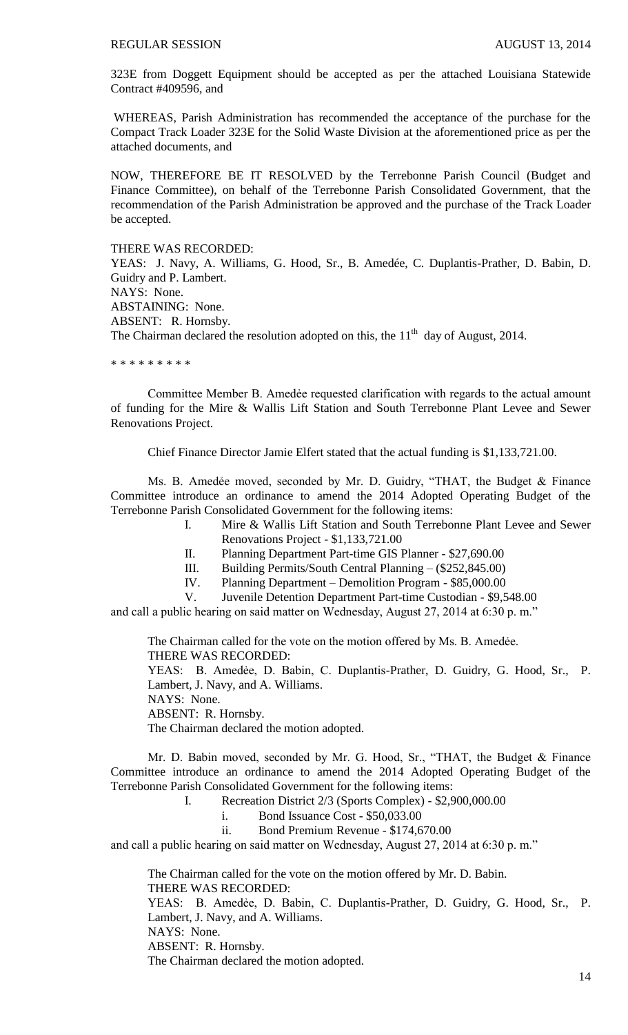323E from Doggett Equipment should be accepted as per the attached Louisiana Statewide Contract #409596, and

WHEREAS, Parish Administration has recommended the acceptance of the purchase for the Compact Track Loader 323E for the Solid Waste Division at the aforementioned price as per the attached documents, and

NOW, THEREFORE BE IT RESOLVED by the Terrebonne Parish Council (Budget and Finance Committee), on behalf of the Terrebonne Parish Consolidated Government, that the recommendation of the Parish Administration be approved and the purchase of the Track Loader be accepted.

THERE WAS RECORDED:
YEAS: J. Navy, A. Williams, G. Hood, Sr., B. Amedée, C. Duplantis-Prather, D. Babin, D. Guidry and P. Lambert.
NAYS: None.
ABSTAINING: None.
ABSENT: R. Hornsby.
The Chairman declared the resolution adopted on this, the 11th day of August, 2014.

\* \* \* \* \* \* \* \* \*

Committee Member B. Amedѐe requested clarification with regards to the actual amount of funding for the Mire & Wallis Lift Station and South Terrebonne Plant Levee and Sewer Renovations Project.

Chief Finance Director Jamie Elfert stated that the actual funding is $1,133,721.00.

Ms. B. Amedѐe moved, seconded by Mr. D. Guidry, "THAT, the Budget & Finance Committee introduce an ordinance to amend the 2014 Adopted Operating Budget of the Terrebonne Parish Consolidated Government for the following items:

I. Mire & Wallis Lift Station and South Terrebonne Plant Levee and Sewer Renovations Project - $1,133,721.00
II. Planning Department Part-time GIS Planner - $27,690.00
III. Building Permits/South Central Planning – ($252,845.00)
IV. Planning Department – Demolition Program - $85,000.00
V. Juvenile Detention Department Part-time Custodian - $9,548.00

and call a public hearing on said matter on Wednesday, August 27, 2014 at 6:30 p. m."

The Chairman called for the vote on the motion offered by Ms. B. Amedѐe.
THERE WAS RECORDED:
YEAS: B. Amedѐe, D. Babin, C. Duplantis-Prather, D. Guidry, G. Hood, Sr., P. Lambert, J. Navy, and A. Williams.
NAYS: None.
ABSENT: R. Hornsby.
The Chairman declared the motion adopted.

Mr. D. Babin moved, seconded by Mr. G. Hood, Sr., "THAT, the Budget & Finance Committee introduce an ordinance to amend the 2014 Adopted Operating Budget of the Terrebonne Parish Consolidated Government for the following items:

I. Recreation District 2/3 (Sports Complex) - $2,900,000.00
   i. Bond Issuance Cost - $50,033.00
   ii. Bond Premium Revenue - $174,670.00

and call a public hearing on said matter on Wednesday, August 27, 2014 at 6:30 p. m."

The Chairman called for the vote on the motion offered by Mr. D. Babin.
THERE WAS RECORDED:
YEAS: B. Amedѐe, D. Babin, C. Duplantis-Prather, D. Guidry, G. Hood, Sr., P. Lambert, J. Navy, and A. Williams.
NAYS: None.
ABSENT: R. Hornsby.
The Chairman declared the motion adopted.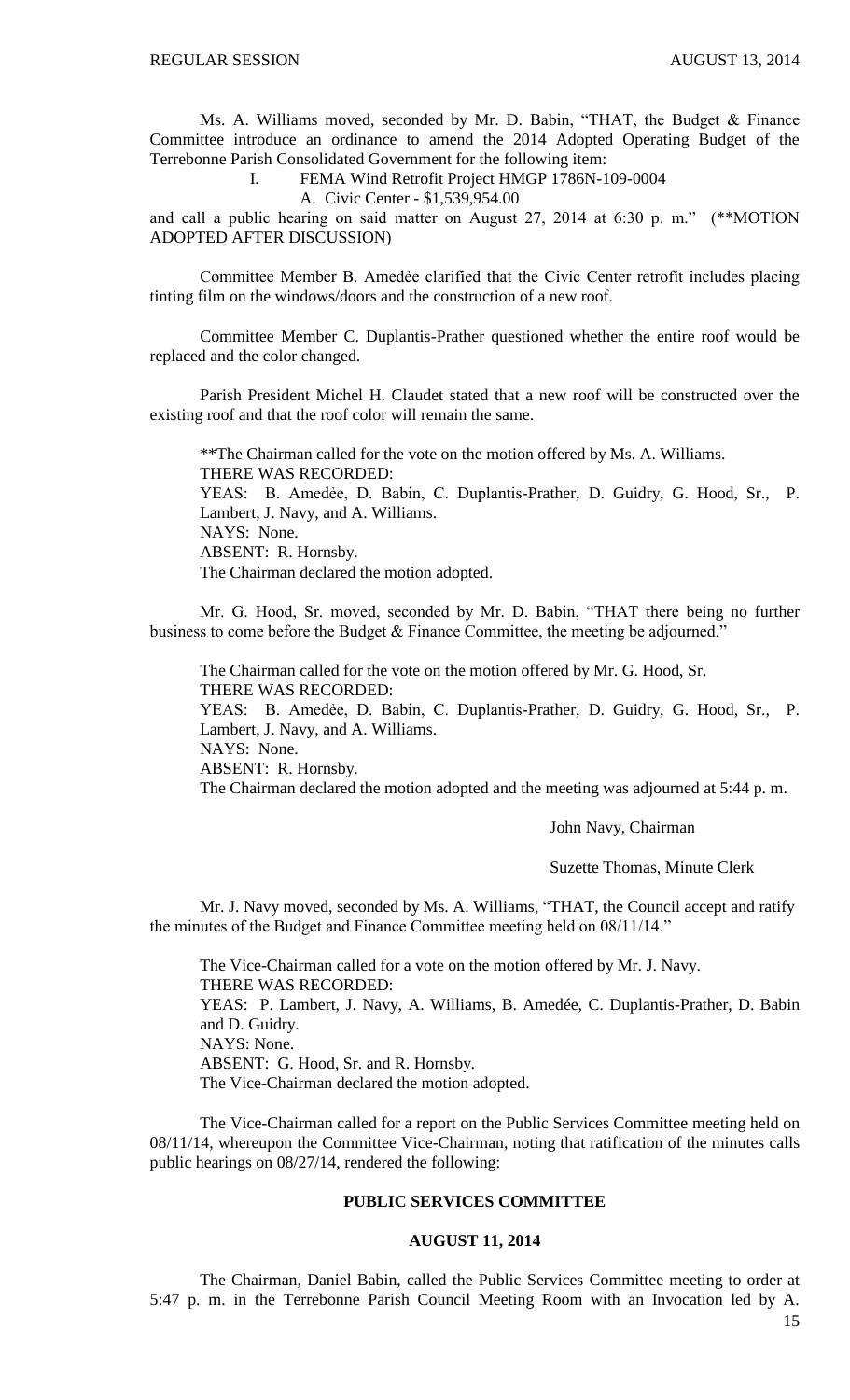Ms. A. Williams moved, seconded by Mr. D. Babin, "THAT, the Budget & Finance Committee introduce an ordinance to amend the 2014 Adopted Operating Budget of the Terrebonne Parish Consolidated Government for the following item:

I. FEMA Wind Retrofit Project HMGP 1786N-109-0004

A. Civic Center - $1,539,954.00

and call a public hearing on said matter on August 27, 2014 at 6:30 p. m." (**MOTION ADOPTED AFTER DISCUSSION)

Committee Member B. Amedėe clarified that the Civic Center retrofit includes placing tinting film on the windows/doors and the construction of a new roof.

Committee Member C. Duplantis-Prather questioned whether the entire roof would be replaced and the color changed.

Parish President Michel H. Claudet stated that a new roof will be constructed over the existing roof and that the roof color will remain the same.

**The Chairman called for the vote on the motion offered by Ms. A. Williams.
THERE WAS RECORDED:
YEAS: B. Amedėe, D. Babin, C. Duplantis-Prather, D. Guidry, G. Hood, Sr., P. Lambert, J. Navy, and A. Williams.
NAYS: None.
ABSENT: R. Hornsby.
The Chairman declared the motion adopted.

Mr. G. Hood, Sr. moved, seconded by Mr. D. Babin, "THAT there being no further business to come before the Budget & Finance Committee, the meeting be adjourned."

The Chairman called for the vote on the motion offered by Mr. G. Hood, Sr.
THERE WAS RECORDED:
YEAS: B. Amedėe, D. Babin, C. Duplantis-Prather, D. Guidry, G. Hood, Sr., P. Lambert, J. Navy, and A. Williams.
NAYS: None.
ABSENT: R. Hornsby.
The Chairman declared the motion adopted and the meeting was adjourned at 5:44 p. m.

John Navy, Chairman

Suzette Thomas, Minute Clerk

Mr. J. Navy moved, seconded by Ms. A. Williams, "THAT, the Council accept and ratify the minutes of the Budget and Finance Committee meeting held on 08/11/14."

The Vice-Chairman called for a vote on the motion offered by Mr. J. Navy.
THERE WAS RECORDED:
YEAS: P. Lambert, J. Navy, A. Williams, B. Amedée, C. Duplantis-Prather, D. Babin and D. Guidry.
NAYS: None.
ABSENT: G. Hood, Sr. and R. Hornsby.
The Vice-Chairman declared the motion adopted.

The Vice-Chairman called for a report on the Public Services Committee meeting held on 08/11/14, whereupon the Committee Vice-Chairman, noting that ratification of the minutes calls public hearings on 08/27/14, rendered the following:

## PUBLIC SERVICES COMMITTEE

## AUGUST 11, 2014

The Chairman, Daniel Babin, called the Public Services Committee meeting to order at 5:47 p. m. in the Terrebonne Parish Council Meeting Room with an Invocation led by A.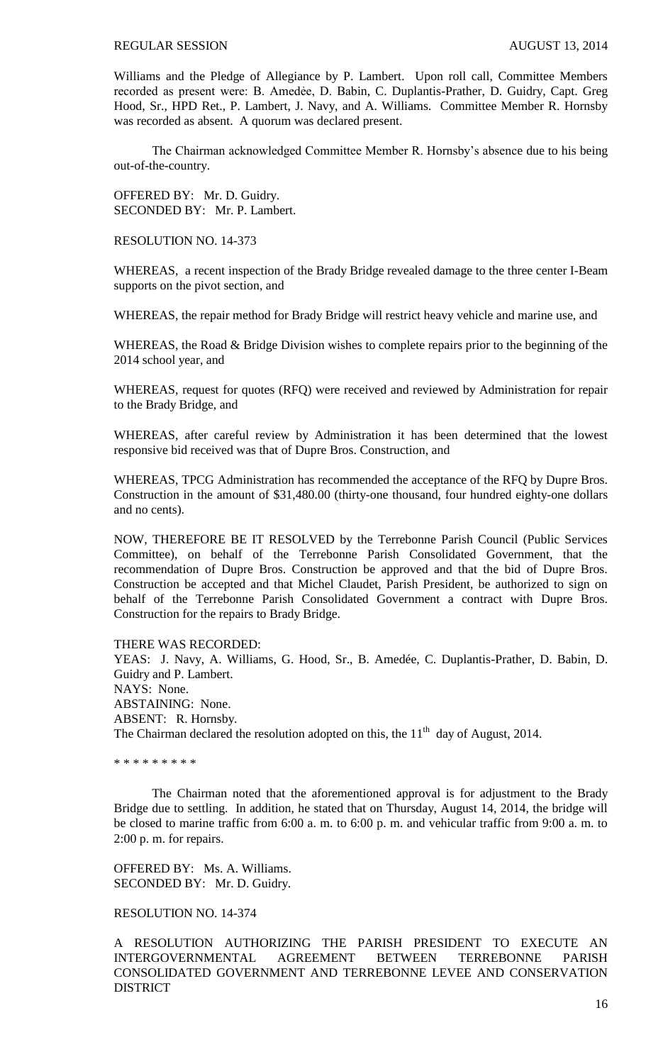Williams and the Pledge of Allegiance by P. Lambert. Upon roll call, Committee Members recorded as present were: B. Amedée, D. Babin, C. Duplantis-Prather, D. Guidry, Capt. Greg Hood, Sr., HPD Ret., P. Lambert, J. Navy, and A. Williams. Committee Member R. Hornsby was recorded as absent. A quorum was declared present.

The Chairman acknowledged Committee Member R. Hornsby's absence due to his being out-of-the-country.

OFFERED BY: Mr. D. Guidry.
SECONDED BY: Mr. P. Lambert.

RESOLUTION NO. 14-373

WHEREAS, a recent inspection of the Brady Bridge revealed damage to the three center I-Beam supports on the pivot section, and

WHEREAS, the repair method for Brady Bridge will restrict heavy vehicle and marine use, and

WHEREAS, the Road & Bridge Division wishes to complete repairs prior to the beginning of the 2014 school year, and

WHEREAS, request for quotes (RFQ) were received and reviewed by Administration for repair to the Brady Bridge, and

WHEREAS, after careful review by Administration it has been determined that the lowest responsive bid received was that of Dupre Bros. Construction, and

WHEREAS, TPCG Administration has recommended the acceptance of the RFQ by Dupre Bros. Construction in the amount of $31,480.00 (thirty-one thousand, four hundred eighty-one dollars and no cents).

NOW, THEREFORE BE IT RESOLVED by the Terrebonne Parish Council (Public Services Committee), on behalf of the Terrebonne Parish Consolidated Government, that the recommendation of Dupre Bros. Construction be approved and that the bid of Dupre Bros. Construction be accepted and that Michel Claudet, Parish President, be authorized to sign on behalf of the Terrebonne Parish Consolidated Government a contract with Dupre Bros. Construction for the repairs to Brady Bridge.

THERE WAS RECORDED:
YEAS: J. Navy, A. Williams, G. Hood, Sr., B. Amedée, C. Duplantis-Prather, D. Babin, D. Guidry and P. Lambert.
NAYS: None.
ABSTAINING: None.
ABSENT: R. Hornsby.
The Chairman declared the resolution adopted on this, the 11th day of August, 2014.

\* \* \* \* \* \* \* \* \*

The Chairman noted that the aforementioned approval is for adjustment to the Brady Bridge due to settling. In addition, he stated that on Thursday, August 14, 2014, the bridge will be closed to marine traffic from 6:00 a. m. to 6:00 p. m. and vehicular traffic from 9:00 a. m. to 2:00 p. m. for repairs.

OFFERED BY: Ms. A. Williams.
SECONDED BY: Mr. D. Guidry.

RESOLUTION NO. 14-374

A RESOLUTION AUTHORIZING THE PARISH PRESIDENT TO EXECUTE AN INTERGOVERNMENTAL AGREEMENT BETWEEN TERREBONNE PARISH CONSOLIDATED GOVERNMENT AND TERREBONNE LEVEE AND CONSERVATION DISTRICT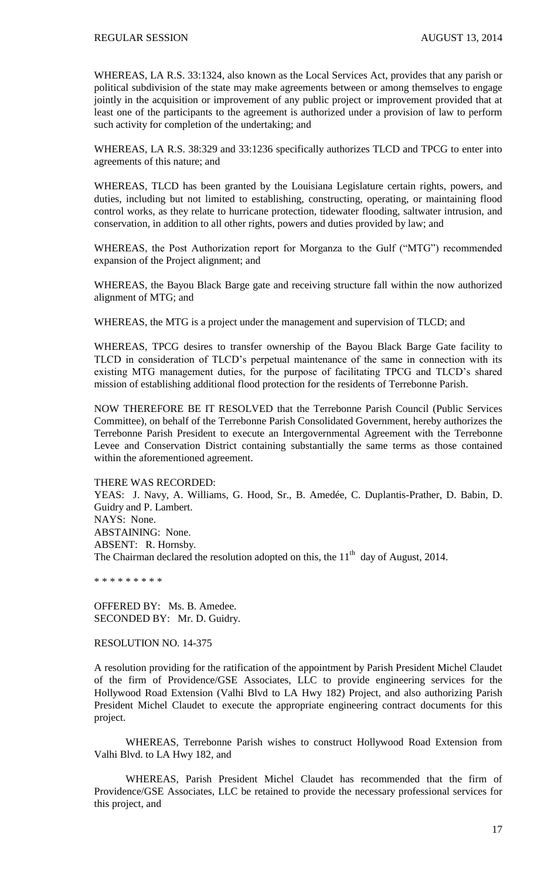WHEREAS, LA R.S. 33:1324, also known as the Local Services Act, provides that any parish or political subdivision of the state may make agreements between or among themselves to engage jointly in the acquisition or improvement of any public project or improvement provided that at least one of the participants to the agreement is authorized under a provision of law to perform such activity for completion of the undertaking; and

WHEREAS, LA R.S. 38:329 and 33:1236 specifically authorizes TLCD and TPCG to enter into agreements of this nature; and

WHEREAS, TLCD has been granted by the Louisiana Legislature certain rights, powers, and duties, including but not limited to establishing, constructing, operating, or maintaining flood control works, as they relate to hurricane protection, tidewater flooding, saltwater intrusion, and conservation, in addition to all other rights, powers and duties provided by law; and

WHEREAS, the Post Authorization report for Morganza to the Gulf ("MTG") recommended expansion of the Project alignment; and

WHEREAS, the Bayou Black Barge gate and receiving structure fall within the now authorized alignment of MTG; and

WHEREAS, the MTG is a project under the management and supervision of TLCD; and

WHEREAS, TPCG desires to transfer ownership of the Bayou Black Barge Gate facility to TLCD in consideration of TLCD's perpetual maintenance of the same in connection with its existing MTG management duties, for the purpose of facilitating TPCG and TLCD's shared mission of establishing additional flood protection for the residents of Terrebonne Parish.

NOW THEREFORE BE IT RESOLVED that the Terrebonne Parish Council (Public Services Committee), on behalf of the Terrebonne Parish Consolidated Government, hereby authorizes the Terrebonne Parish President to execute an Intergovernmental Agreement with the Terrebonne Levee and Conservation District containing substantially the same terms as those contained within the aforementioned agreement.

THERE WAS RECORDED:
YEAS: J. Navy, A. Williams, G. Hood, Sr., B. Amedée, C. Duplantis-Prather, D. Babin, D. Guidry and P. Lambert.
NAYS: None.
ABSTAINING: None.
ABSENT: R. Hornsby.
The Chairman declared the resolution adopted on this, the 11th day of August, 2014.

\* \* \* \* \* \* \* \* \*

OFFERED BY: Ms. B. Amedee.
SECONDED BY: Mr. D. Guidry.

RESOLUTION NO. 14-375

A resolution providing for the ratification of the appointment by Parish President Michel Claudet of the firm of Providence/GSE Associates, LLC to provide engineering services for the Hollywood Road Extension (Valhi Blvd to LA Hwy 182) Project, and also authorizing Parish President Michel Claudet to execute the appropriate engineering contract documents for this project.

WHEREAS, Terrebonne Parish wishes to construct Hollywood Road Extension from Valhi Blvd. to LA Hwy 182, and

WHEREAS, Parish President Michel Claudet has recommended that the firm of Providence/GSE Associates, LLC be retained to provide the necessary professional services for this project, and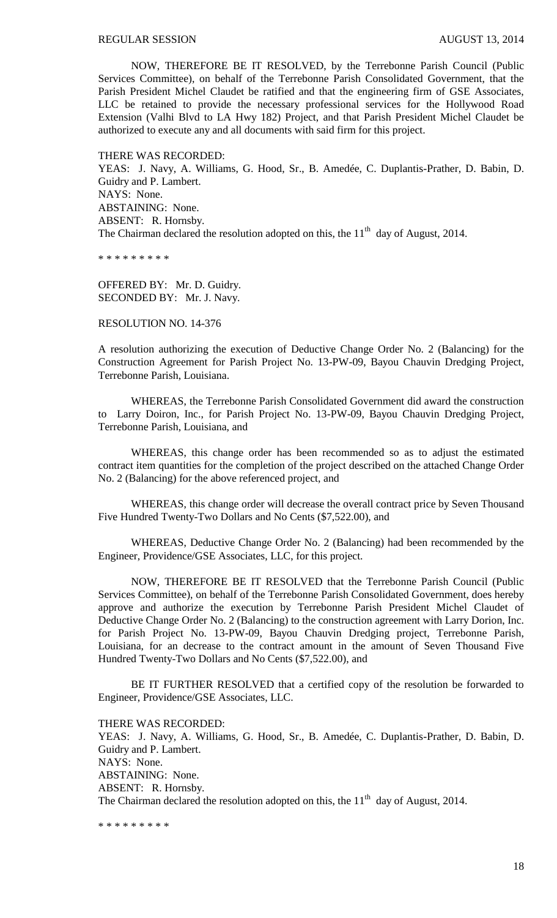NOW, THEREFORE BE IT RESOLVED, by the Terrebonne Parish Council (Public Services Committee), on behalf of the Terrebonne Parish Consolidated Government, that the Parish President Michel Claudet be ratified and that the engineering firm of GSE Associates, LLC be retained to provide the necessary professional services for the Hollywood Road Extension (Valhi Blvd to LA Hwy 182) Project, and that Parish President Michel Claudet be authorized to execute any and all documents with said firm for this project.

THERE WAS RECORDED:
YEAS: J. Navy, A. Williams, G. Hood, Sr., B. Amedée, C. Duplantis-Prather, D. Babin, D. Guidry and P. Lambert.
NAYS: None.
ABSTAINING: None.
ABSENT: R. Hornsby.
The Chairman declared the resolution adopted on this, the 11th day of August, 2014.

* * * * * * * * *

OFFERED BY: Mr. D. Guidry.
SECONDED BY: Mr. J. Navy.

RESOLUTION NO. 14-376

A resolution authorizing the execution of Deductive Change Order No. 2 (Balancing) for the Construction Agreement for Parish Project No. 13-PW-09, Bayou Chauvin Dredging Project, Terrebonne Parish, Louisiana.

WHEREAS, the Terrebonne Parish Consolidated Government did award the construction to Larry Doiron, Inc., for Parish Project No. 13-PW-09, Bayou Chauvin Dredging Project, Terrebonne Parish, Louisiana, and

WHEREAS, this change order has been recommended so as to adjust the estimated contract item quantities for the completion of the project described on the attached Change Order No. 2 (Balancing) for the above referenced project, and

WHEREAS, this change order will decrease the overall contract price by Seven Thousand Five Hundred Twenty-Two Dollars and No Cents ($7,522.00), and

WHEREAS, Deductive Change Order No. 2 (Balancing) had been recommended by the Engineer, Providence/GSE Associates, LLC, for this project.

NOW, THEREFORE BE IT RESOLVED that the Terrebonne Parish Council (Public Services Committee), on behalf of the Terrebonne Parish Consolidated Government, does hereby approve and authorize the execution by Terrebonne Parish President Michel Claudet of Deductive Change Order No. 2 (Balancing) to the construction agreement with Larry Dorion, Inc. for Parish Project No. 13-PW-09, Bayou Chauvin Dredging project, Terrebonne Parish, Louisiana, for an decrease to the contract amount in the amount of Seven Thousand Five Hundred Twenty-Two Dollars and No Cents ($7,522.00), and

BE IT FURTHER RESOLVED that a certified copy of the resolution be forwarded to Engineer, Providence/GSE Associates, LLC.

THERE WAS RECORDED:
YEAS: J. Navy, A. Williams, G. Hood, Sr., B. Amedée, C. Duplantis-Prather, D. Babin, D. Guidry and P. Lambert.
NAYS: None.
ABSTAINING: None.
ABSENT: R. Hornsby.
The Chairman declared the resolution adopted on this, the 11th day of August, 2014.

* * * * * * * * *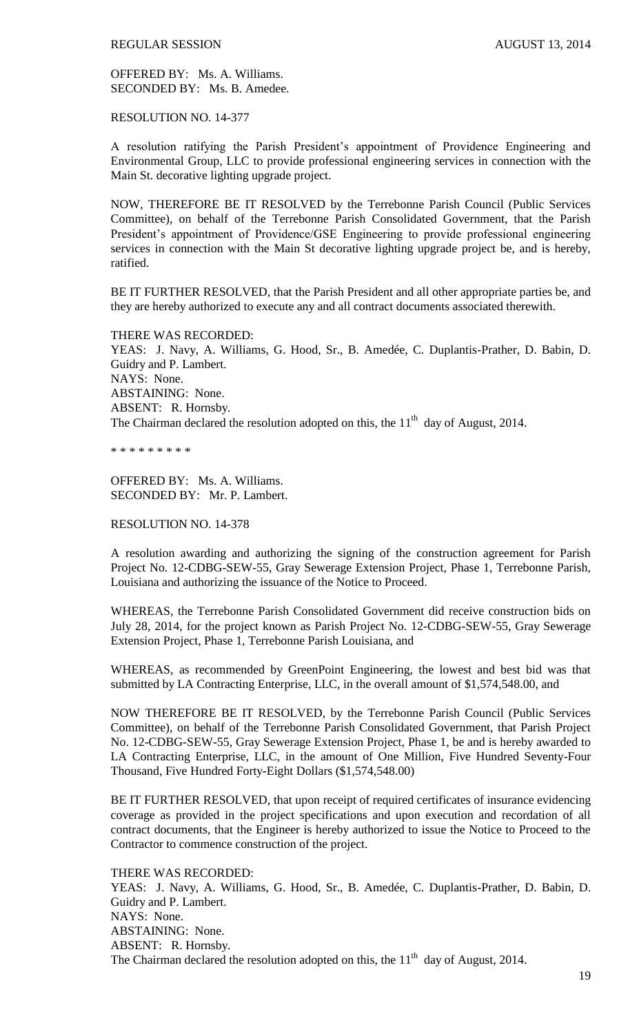OFFERED BY: Ms. A. Williams.
SECONDED BY: Ms. B. Amedee.

RESOLUTION NO. 14-377

A resolution ratifying the Parish President's appointment of Providence Engineering and Environmental Group, LLC to provide professional engineering services in connection with the Main St. decorative lighting upgrade project.

NOW, THEREFORE BE IT RESOLVED by the Terrebonne Parish Council (Public Services Committee), on behalf of the Terrebonne Parish Consolidated Government, that the Parish President's appointment of Providence/GSE Engineering to provide professional engineering services in connection with the Main St decorative lighting upgrade project be, and is hereby, ratified.

BE IT FURTHER RESOLVED, that the Parish President and all other appropriate parties be, and they are hereby authorized to execute any and all contract documents associated therewith.

THERE WAS RECORDED:
YEAS: J. Navy, A. Williams, G. Hood, Sr., B. Amedée, C. Duplantis-Prather, D. Babin, D. Guidry and P. Lambert.
NAYS: None.
ABSTAINING: None.
ABSENT: R. Hornsby.
The Chairman declared the resolution adopted on this, the 11th day of August, 2014.

\* \* \* \* \* \* \* \* \*

OFFERED BY: Ms. A. Williams.
SECONDED BY: Mr. P. Lambert.

RESOLUTION NO. 14-378

A resolution awarding and authorizing the signing of the construction agreement for Parish Project No. 12-CDBG-SEW-55, Gray Sewerage Extension Project, Phase 1, Terrebonne Parish, Louisiana and authorizing the issuance of the Notice to Proceed.

WHEREAS, the Terrebonne Parish Consolidated Government did receive construction bids on July 28, 2014, for the project known as Parish Project No. 12-CDBG-SEW-55, Gray Sewerage Extension Project, Phase 1, Terrebonne Parish Louisiana, and

WHEREAS, as recommended by GreenPoint Engineering, the lowest and best bid was that submitted by LA Contracting Enterprise, LLC, in the overall amount of $1,574,548.00, and

NOW THEREFORE BE IT RESOLVED, by the Terrebonne Parish Council (Public Services Committee), on behalf of the Terrebonne Parish Consolidated Government, that Parish Project No. 12-CDBG-SEW-55, Gray Sewerage Extension Project, Phase 1, be and is hereby awarded to LA Contracting Enterprise, LLC, in the amount of One Million, Five Hundred Seventy-Four Thousand, Five Hundred Forty-Eight Dollars ($1,574,548.00)

BE IT FURTHER RESOLVED, that upon receipt of required certificates of insurance evidencing coverage as provided in the project specifications and upon execution and recordation of all contract documents, that the Engineer is hereby authorized to issue the Notice to Proceed to the Contractor to commence construction of the project.

THERE WAS RECORDED:
YEAS: J. Navy, A. Williams, G. Hood, Sr., B. Amedée, C. Duplantis-Prather, D. Babin, D. Guidry and P. Lambert.
NAYS: None.
ABSTAINING: None.
ABSENT: R. Hornsby.
The Chairman declared the resolution adopted on this, the 11th day of August, 2014.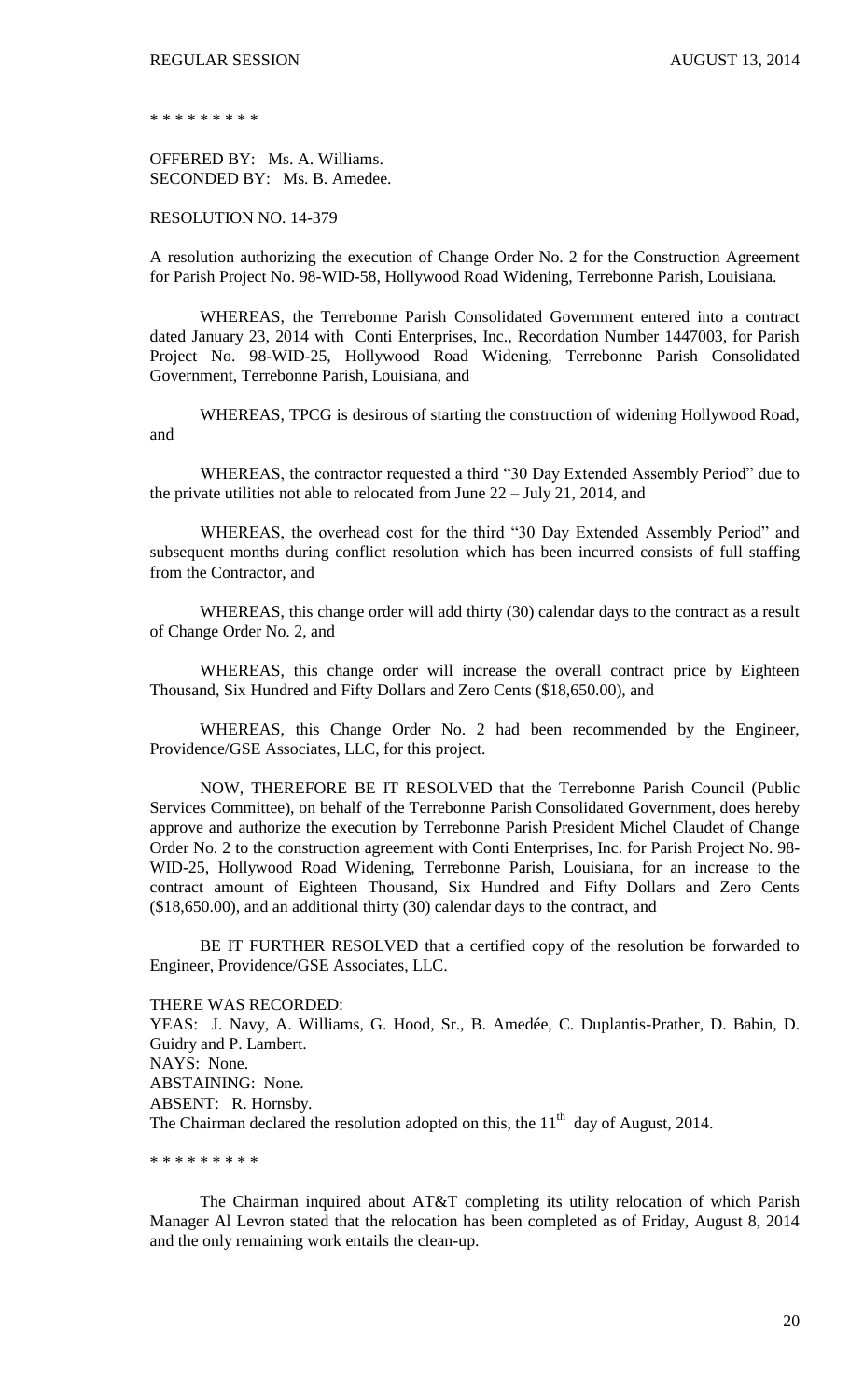\* \* \* \* \* \* \* \* \*

OFFERED BY: Ms. A. Williams.
SECONDED BY: Ms. B. Amedee.

RESOLUTION NO. 14-379

A resolution authorizing the execution of Change Order No. 2 for the Construction Agreement for Parish Project No. 98-WID-58, Hollywood Road Widening, Terrebonne Parish, Louisiana.

WHEREAS, the Terrebonne Parish Consolidated Government entered into a contract dated January 23, 2014 with Conti Enterprises, Inc., Recordation Number 1447003, for Parish Project No. 98-WID-25, Hollywood Road Widening, Terrebonne Parish Consolidated Government, Terrebonne Parish, Louisiana, and

WHEREAS, TPCG is desirous of starting the construction of widening Hollywood Road, and

WHEREAS, the contractor requested a third "30 Day Extended Assembly Period" due to the private utilities not able to relocated from June 22 – July 21, 2014, and

WHEREAS, the overhead cost for the third "30 Day Extended Assembly Period" and subsequent months during conflict resolution which has been incurred consists of full staffing from the Contractor, and

WHEREAS, this change order will add thirty (30) calendar days to the contract as a result of Change Order No. 2, and

WHEREAS, this change order will increase the overall contract price by Eighteen Thousand, Six Hundred and Fifty Dollars and Zero Cents ($18,650.00), and

WHEREAS, this Change Order No. 2 had been recommended by the Engineer, Providence/GSE Associates, LLC, for this project.

NOW, THEREFORE BE IT RESOLVED that the Terrebonne Parish Council (Public Services Committee), on behalf of the Terrebonne Parish Consolidated Government, does hereby approve and authorize the execution by Terrebonne Parish President Michel Claudet of Change Order No. 2 to the construction agreement with Conti Enterprises, Inc. for Parish Project No. 98-WID-25, Hollywood Road Widening, Terrebonne Parish, Louisiana, for an increase to the contract amount of Eighteen Thousand, Six Hundred and Fifty Dollars and Zero Cents ($18,650.00), and an additional thirty (30) calendar days to the contract, and

BE IT FURTHER RESOLVED that a certified copy of the resolution be forwarded to Engineer, Providence/GSE Associates, LLC.

THERE WAS RECORDED:
YEAS: J. Navy, A. Williams, G. Hood, Sr., B. Amedée, C. Duplantis-Prather, D. Babin, D. Guidry and P. Lambert.
NAYS: None.
ABSTAINING: None.
ABSENT: R. Hornsby.
The Chairman declared the resolution adopted on this, the 11th day of August, 2014.

\* \* \* \* \* \* \* \* \*

The Chairman inquired about AT&T completing its utility relocation of which Parish Manager Al Levron stated that the relocation has been completed as of Friday, August 8, 2014 and the only remaining work entails the clean-up.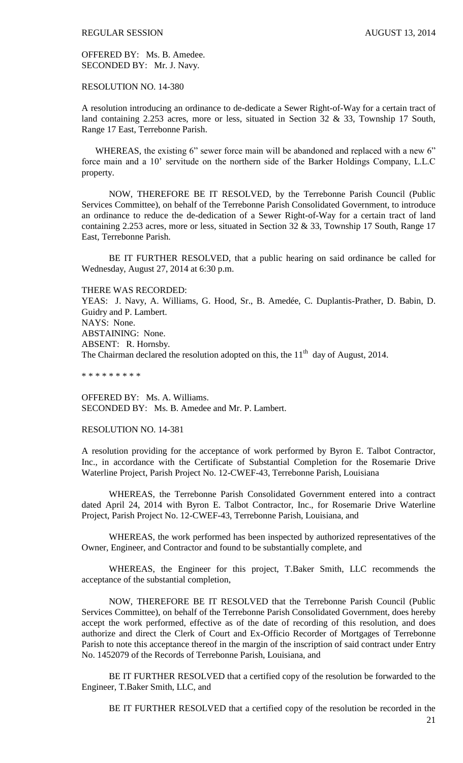OFFERED BY: Ms. B. Amedee.
SECONDED BY: Mr. J. Navy.

RESOLUTION NO. 14-380

A resolution introducing an ordinance to de-dedicate a Sewer Right-of-Way for a certain tract of land containing 2.253 acres, more or less, situated in Section 32 & 33, Township 17 South, Range 17 East, Terrebonne Parish.

WHEREAS, the existing 6" sewer force main will be abandoned and replaced with a new 6" force main and a 10' servitude on the northern side of the Barker Holdings Company, L.L.C property.

NOW, THEREFORE BE IT RESOLVED, by the Terrebonne Parish Council (Public Services Committee), on behalf of the Terrebonne Parish Consolidated Government, to introduce an ordinance to reduce the de-dedication of a Sewer Right-of-Way for a certain tract of land containing 2.253 acres, more or less, situated in Section 32 & 33, Township 17 South, Range 17 East, Terrebonne Parish.

BE IT FURTHER RESOLVED, that a public hearing on said ordinance be called for Wednesday, August 27, 2014 at 6:30 p.m.

THERE WAS RECORDED:
YEAS: J. Navy, A. Williams, G. Hood, Sr., B. Amedée, C. Duplantis-Prather, D. Babin, D. Guidry and P. Lambert.
NAYS: None.
ABSTAINING: None.
ABSENT: R. Hornsby.
The Chairman declared the resolution adopted on this, the 11th day of August, 2014.

\* \* \* \* \* \* \* \* \*

OFFERED BY: Ms. A. Williams.
SECONDED BY: Ms. B. Amedee and Mr. P. Lambert.

RESOLUTION NO. 14-381

A resolution providing for the acceptance of work performed by Byron E. Talbot Contractor, Inc., in accordance with the Certificate of Substantial Completion for the Rosemarie Drive Waterline Project, Parish Project No. 12-CWEF-43, Terrebonne Parish, Louisiana

WHEREAS, the Terrebonne Parish Consolidated Government entered into a contract dated April 24, 2014 with Byron E. Talbot Contractor, Inc., for Rosemarie Drive Waterline Project, Parish Project No. 12-CWEF-43, Terrebonne Parish, Louisiana, and

WHEREAS, the work performed has been inspected by authorized representatives of the Owner, Engineer, and Contractor and found to be substantially complete, and

WHEREAS, the Engineer for this project, T.Baker Smith, LLC recommends the acceptance of the substantial completion,

NOW, THEREFORE BE IT RESOLVED that the Terrebonne Parish Council (Public Services Committee), on behalf of the Terrebonne Parish Consolidated Government, does hereby accept the work performed, effective as of the date of recording of this resolution, and does authorize and direct the Clerk of Court and Ex-Officio Recorder of Mortgages of Terrebonne Parish to note this acceptance thereof in the margin of the inscription of said contract under Entry No. 1452079 of the Records of Terrebonne Parish, Louisiana, and

BE IT FURTHER RESOLVED that a certified copy of the resolution be forwarded to the Engineer, T.Baker Smith, LLC, and

BE IT FURTHER RESOLVED that a certified copy of the resolution be recorded in the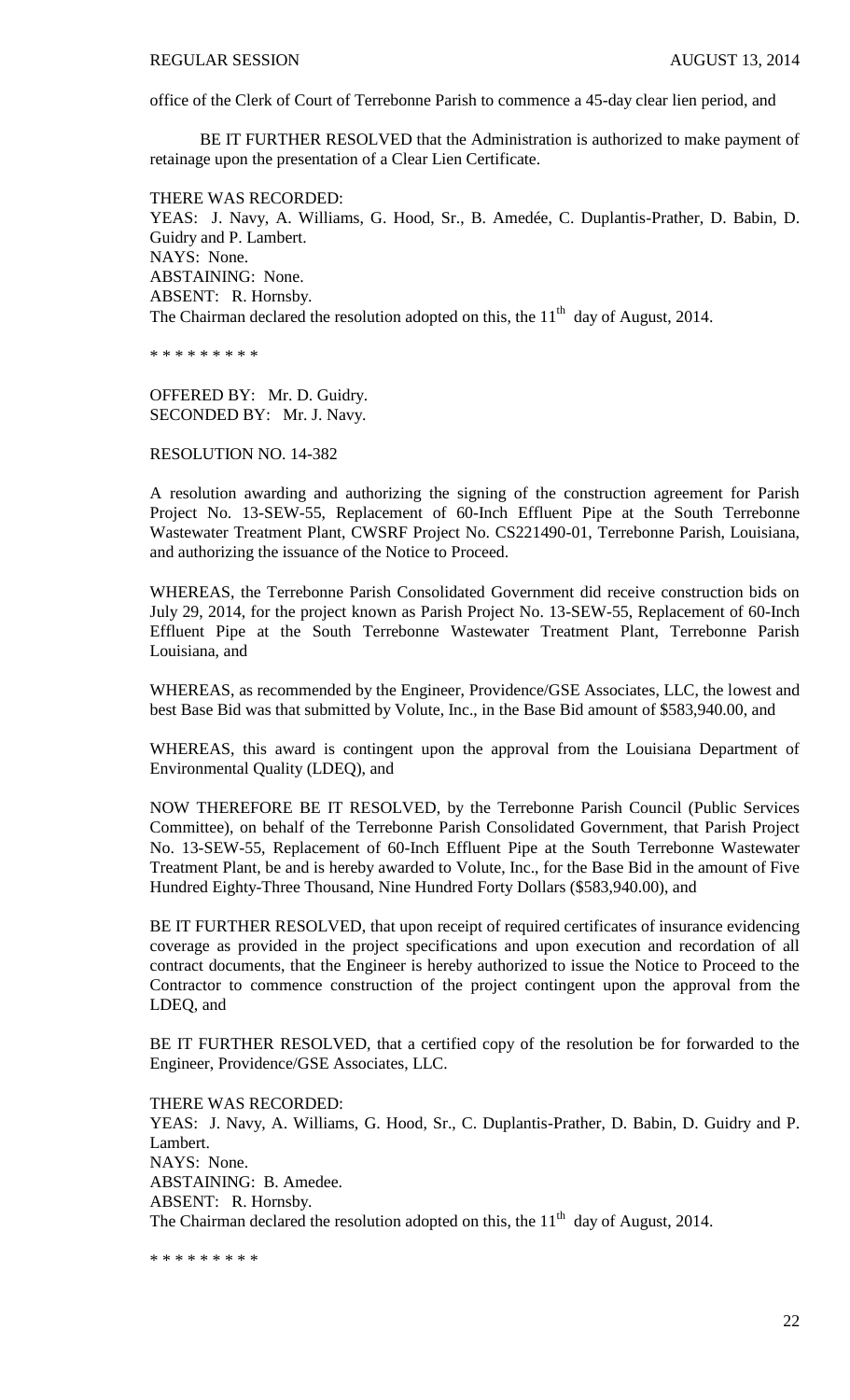office of the Clerk of Court of Terrebonne Parish to commence a 45-day clear lien period, and

BE IT FURTHER RESOLVED that the Administration is authorized to make payment of retainage upon the presentation of a Clear Lien Certificate.

THERE WAS RECORDED:
YEAS: J. Navy, A. Williams, G. Hood, Sr., B. Amedée, C. Duplantis-Prather, D. Babin, D. Guidry and P. Lambert.
NAYS: None.
ABSTAINING: None.
ABSENT: R. Hornsby.
The Chairman declared the resolution adopted on this, the 11th day of August, 2014.

\* \* \* \* \* \* \* \* \*

OFFERED BY: Mr. D. Guidry.
SECONDED BY: Mr. J. Navy.

RESOLUTION NO. 14-382

A resolution awarding and authorizing the signing of the construction agreement for Parish Project No. 13-SEW-55, Replacement of 60-Inch Effluent Pipe at the South Terrebonne Wastewater Treatment Plant, CWSRF Project No. CS221490-01, Terrebonne Parish, Louisiana, and authorizing the issuance of the Notice to Proceed.

WHEREAS, the Terrebonne Parish Consolidated Government did receive construction bids on July 29, 2014, for the project known as Parish Project No. 13-SEW-55, Replacement of 60-Inch Effluent Pipe at the South Terrebonne Wastewater Treatment Plant, Terrebonne Parish Louisiana, and

WHEREAS, as recommended by the Engineer, Providence/GSE Associates, LLC, the lowest and best Base Bid was that submitted by Volute, Inc., in the Base Bid amount of $583,940.00, and

WHEREAS, this award is contingent upon the approval from the Louisiana Department of Environmental Quality (LDEQ), and

NOW THEREFORE BE IT RESOLVED, by the Terrebonne Parish Council (Public Services Committee), on behalf of the Terrebonne Parish Consolidated Government, that Parish Project No. 13-SEW-55, Replacement of 60-Inch Effluent Pipe at the South Terrebonne Wastewater Treatment Plant, be and is hereby awarded to Volute, Inc., for the Base Bid in the amount of Five Hundred Eighty-Three Thousand, Nine Hundred Forty Dollars ($583,940.00), and

BE IT FURTHER RESOLVED, that upon receipt of required certificates of insurance evidencing coverage as provided in the project specifications and upon execution and recordation of all contract documents, that the Engineer is hereby authorized to issue the Notice to Proceed to the Contractor to commence construction of the project contingent upon the approval from the LDEQ, and

BE IT FURTHER RESOLVED, that a certified copy of the resolution be for forwarded to the Engineer, Providence/GSE Associates, LLC.

THERE WAS RECORDED:
YEAS: J. Navy, A. Williams, G. Hood, Sr., C. Duplantis-Prather, D. Babin, D. Guidry and P. Lambert.
NAYS: None.
ABSTAINING: B. Amedee.
ABSENT: R. Hornsby.
The Chairman declared the resolution adopted on this, the 11th day of August, 2014.

\* \* \* \* \* \* \* \* \*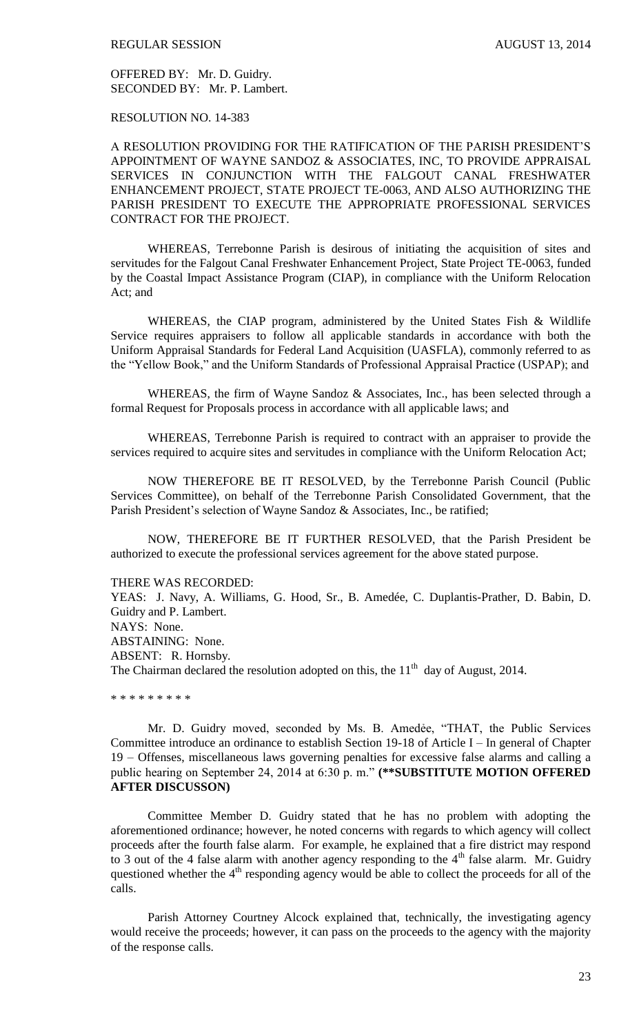OFFERED BY: Mr. D. Guidry.
SECONDED BY: Mr. P. Lambert.

RESOLUTION NO. 14-383

A RESOLUTION PROVIDING FOR THE RATIFICATION OF THE PARISH PRESIDENT'S APPOINTMENT OF WAYNE SANDOZ & ASSOCIATES, INC, TO PROVIDE APPRAISAL SERVICES IN CONJUNCTION WITH THE FALGOUT CANAL FRESHWATER ENHANCEMENT PROJECT, STATE PROJECT TE-0063, AND ALSO AUTHORIZING THE PARISH PRESIDENT TO EXECUTE THE APPROPRIATE PROFESSIONAL SERVICES CONTRACT FOR THE PROJECT.

WHEREAS, Terrebonne Parish is desirous of initiating the acquisition of sites and servitudes for the Falgout Canal Freshwater Enhancement Project, State Project TE-0063, funded by the Coastal Impact Assistance Program (CIAP), in compliance with the Uniform Relocation Act; and

WHEREAS, the CIAP program, administered by the United States Fish & Wildlife Service requires appraisers to follow all applicable standards in accordance with both the Uniform Appraisal Standards for Federal Land Acquisition (UASFLA), commonly referred to as the "Yellow Book," and the Uniform Standards of Professional Appraisal Practice (USPAP); and

WHEREAS, the firm of Wayne Sandoz & Associates, Inc., has been selected through a formal Request for Proposals process in accordance with all applicable laws; and

WHEREAS, Terrebonne Parish is required to contract with an appraiser to provide the services required to acquire sites and servitudes in compliance with the Uniform Relocation Act;

NOW THEREFORE BE IT RESOLVED, by the Terrebonne Parish Council (Public Services Committee), on behalf of the Terrebonne Parish Consolidated Government, that the Parish President's selection of Wayne Sandoz & Associates, Inc., be ratified;

NOW, THEREFORE BE IT FURTHER RESOLVED, that the Parish President be authorized to execute the professional services agreement for the above stated purpose.

THERE WAS RECORDED:
YEAS: J. Navy, A. Williams, G. Hood, Sr., B. Amedée, C. Duplantis-Prather, D. Babin, D. Guidry and P. Lambert.
NAYS: None.
ABSTAINING: None.
ABSENT: R. Hornsby.
The Chairman declared the resolution adopted on this, the 11th day of August, 2014.

\* \* \* \* \* \* \* \* \*

Mr. D. Guidry moved, seconded by Ms. B. Amedée, "THAT, the Public Services Committee introduce an ordinance to establish Section 19-18 of Article I – In general of Chapter 19 – Offenses, miscellaneous laws governing penalties for excessive false alarms and calling a public hearing on September 24, 2014 at 6:30 p. m." **(\*\*SUBSTITUTE MOTION OFFERED AFTER DISCUSSON)**

Committee Member D. Guidry stated that he has no problem with adopting the aforementioned ordinance; however, he noted concerns with regards to which agency will collect proceeds after the fourth false alarm. For example, he explained that a fire district may respond to 3 out of the 4 false alarm with another agency responding to the 4th false alarm. Mr. Guidry questioned whether the 4th responding agency would be able to collect the proceeds for all of the calls.

Parish Attorney Courtney Alcock explained that, technically, the investigating agency would receive the proceeds; however, it can pass on the proceeds to the agency with the majority of the response calls.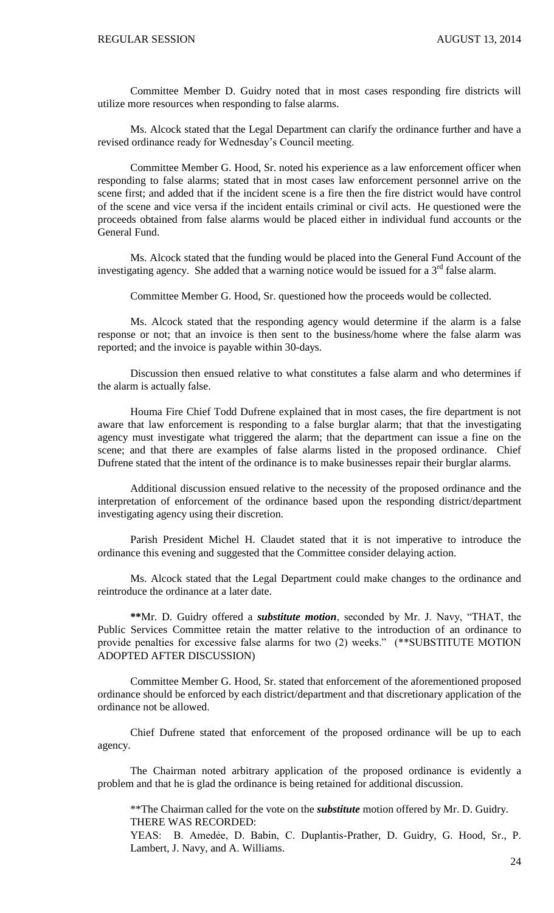Committee Member D. Guidry noted that in most cases responding fire districts will utilize more resources when responding to false alarms.

Ms. Alcock stated that the Legal Department can clarify the ordinance further and have a revised ordinance ready for Wednesday's Council meeting.

Committee Member G. Hood, Sr. noted his experience as a law enforcement officer when responding to false alarms; stated that in most cases law enforcement personnel arrive on the scene first; and added that if the incident scene is a fire then the fire district would have control of the scene and vice versa if the incident entails criminal or civil acts. He questioned were the proceeds obtained from false alarms would be placed either in individual fund accounts or the General Fund.

Ms. Alcock stated that the funding would be placed into the General Fund Account of the investigating agency. She added that a warning notice would be issued for a 3rd false alarm.

Committee Member G. Hood, Sr. questioned how the proceeds would be collected.

Ms. Alcock stated that the responding agency would determine if the alarm is a false response or not; that an invoice is then sent to the business/home where the false alarm was reported; and the invoice is payable within 30-days.

Discussion then ensued relative to what constitutes a false alarm and who determines if the alarm is actually false.

Houma Fire Chief Todd Dufrene explained that in most cases, the fire department is not aware that law enforcement is responding to a false burglar alarm; that that the investigating agency must investigate what triggered the alarm; that the department can issue a fine on the scene; and that there are examples of false alarms listed in the proposed ordinance. Chief Dufrene stated that the intent of the ordinance is to make businesses repair their burglar alarms.

Additional discussion ensued relative to the necessity of the proposed ordinance and the interpretation of enforcement of the ordinance based upon the responding district/department investigating agency using their discretion.

Parish President Michel H. Claudet stated that it is not imperative to introduce the ordinance this evening and suggested that the Committee consider delaying action.

Ms. Alcock stated that the Legal Department could make changes to the ordinance and reintroduce the ordinance at a later date.

**Mr. D. Guidry offered a ***substitute motion***, seconded by Mr. J. Navy, "THAT, the Public Services Committee retain the matter relative to the introduction of an ordinance to provide penalties for excessive false alarms for two (2) weeks." (**SUBSTITUTE MOTION ADOPTED AFTER DISCUSSION)

Committee Member G. Hood, Sr. stated that enforcement of the aforementioned proposed ordinance should be enforced by each district/department and that discretionary application of the ordinance not be allowed.

Chief Dufrene stated that enforcement of the proposed ordinance will be up to each agency.

The Chairman noted arbitrary application of the proposed ordinance is evidently a problem and that he is glad the ordinance is being retained for additional discussion.

**The Chairman called for the vote on the ***substitute*** motion offered by Mr. D. Guidry.
THERE WAS RECORDED:
YEAS: B. Amedèe, D. Babin, C. Duplantis-Prather, D. Guidry, G. Hood, Sr., P. Lambert, J. Navy, and A. Williams.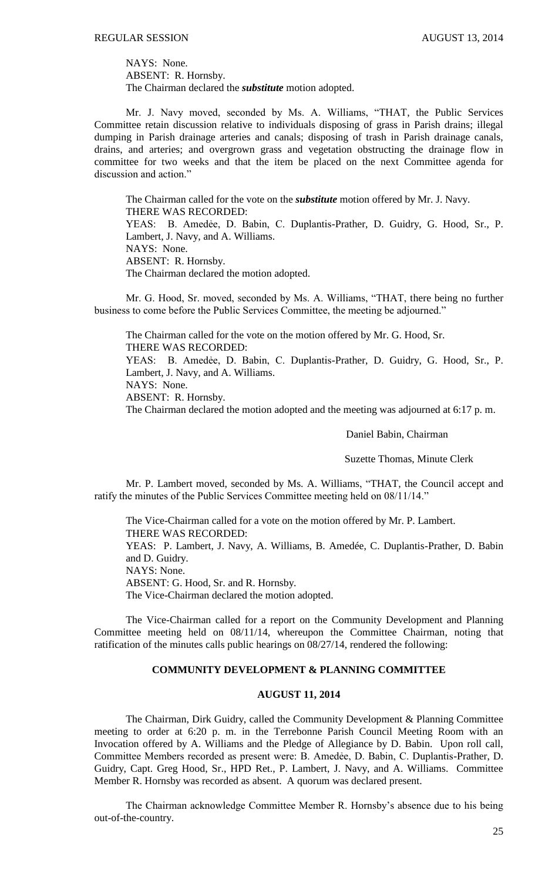NAYS: None.
ABSENT: R. Hornsby.
The Chairman declared the ***substitute*** motion adopted.

Mr. J. Navy moved, seconded by Ms. A. Williams, "THAT, the Public Services Committee retain discussion relative to individuals disposing of grass in Parish drains; illegal dumping in Parish drainage arteries and canals; disposing of trash in Parish drainage canals, drains, and arteries; and overgrown grass and vegetation obstructing the drainage flow in committee for two weeks and that the item be placed on the next Committee agenda for discussion and action."

The Chairman called for the vote on the ***substitute*** motion offered by Mr. J. Navy.
THERE WAS RECORDED:
YEAS: B. Amedėe, D. Babin, C. Duplantis-Prather, D. Guidry, G. Hood, Sr., P. Lambert, J. Navy, and A. Williams.
NAYS: None.
ABSENT: R. Hornsby.
The Chairman declared the motion adopted.

Mr. G. Hood, Sr. moved, seconded by Ms. A. Williams, "THAT, there being no further business to come before the Public Services Committee, the meeting be adjourned."

The Chairman called for the vote on the motion offered by Mr. G. Hood, Sr.
THERE WAS RECORDED:
YEAS: B. Amedėe, D. Babin, C. Duplantis-Prather, D. Guidry, G. Hood, Sr., P. Lambert, J. Navy, and A. Williams.
NAYS: None.
ABSENT: R. Hornsby.
The Chairman declared the motion adopted and the meeting was adjourned at 6:17 p. m.

Daniel Babin, Chairman

Suzette Thomas, Minute Clerk

Mr. P. Lambert moved, seconded by Ms. A. Williams, "THAT, the Council accept and ratify the minutes of the Public Services Committee meeting held on 08/11/14."

The Vice-Chairman called for a vote on the motion offered by Mr. P. Lambert.
THERE WAS RECORDED:
YEAS: P. Lambert, J. Navy, A. Williams, B. Amedée, C. Duplantis-Prather, D. Babin and D. Guidry.
NAYS: None.
ABSENT: G. Hood, Sr. and R. Hornsby.
The Vice-Chairman declared the motion adopted.

The Vice-Chairman called for a report on the Community Development and Planning Committee meeting held on 08/11/14, whereupon the Committee Chairman, noting that ratification of the minutes calls public hearings on 08/27/14, rendered the following:

## COMMUNITY DEVELOPMENT & PLANNING COMMITTEE

### AUGUST 11, 2014

The Chairman, Dirk Guidry, called the Community Development & Planning Committee meeting to order at 6:20 p. m. in the Terrebonne Parish Council Meeting Room with an Invocation offered by A. Williams and the Pledge of Allegiance by D. Babin. Upon roll call, Committee Members recorded as present were: B. Amedėe, D. Babin, C. Duplantis-Prather, D. Guidry, Capt. Greg Hood, Sr., HPD Ret., P. Lambert, J. Navy, and A. Williams. Committee Member R. Hornsby was recorded as absent. A quorum was declared present.

The Chairman acknowledge Committee Member R. Hornsby's absence due to his being out-of-the-country.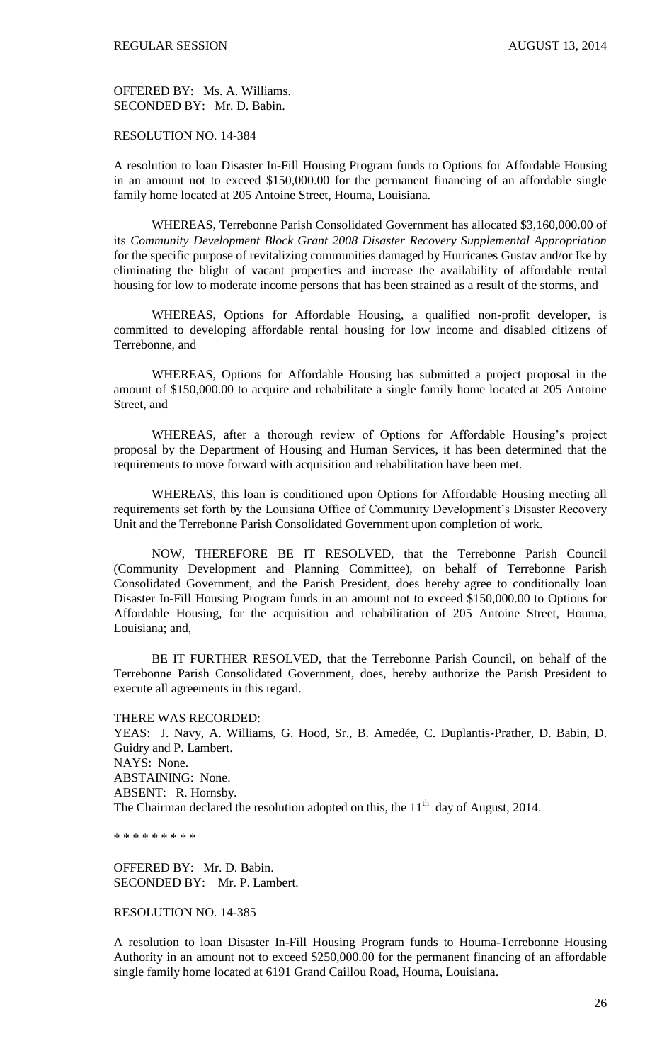OFFERED BY: Ms. A. Williams.
SECONDED BY: Mr. D. Babin.

RESOLUTION NO. 14-384

A resolution to loan Disaster In-Fill Housing Program funds to Options for Affordable Housing in an amount not to exceed $150,000.00 for the permanent financing of an affordable single family home located at 205 Antoine Street, Houma, Louisiana.

WHEREAS, Terrebonne Parish Consolidated Government has allocated $3,160,000.00 of its *Community Development Block Grant 2008 Disaster Recovery Supplemental Appropriation* for the specific purpose of revitalizing communities damaged by Hurricanes Gustav and/or Ike by eliminating the blight of vacant properties and increase the availability of affordable rental housing for low to moderate income persons that has been strained as a result of the storms, and

WHEREAS, Options for Affordable Housing, a qualified non-profit developer, is committed to developing affordable rental housing for low income and disabled citizens of Terrebonne, and

WHEREAS, Options for Affordable Housing has submitted a project proposal in the amount of $150,000.00 to acquire and rehabilitate a single family home located at 205 Antoine Street, and

WHEREAS, after a thorough review of Options for Affordable Housing's project proposal by the Department of Housing and Human Services, it has been determined that the requirements to move forward with acquisition and rehabilitation have been met.

WHEREAS, this loan is conditioned upon Options for Affordable Housing meeting all requirements set forth by the Louisiana Office of Community Development's Disaster Recovery Unit and the Terrebonne Parish Consolidated Government upon completion of work.

NOW, THEREFORE BE IT RESOLVED, that the Terrebonne Parish Council (Community Development and Planning Committee), on behalf of Terrebonne Parish Consolidated Government, and the Parish President, does hereby agree to conditionally loan Disaster In-Fill Housing Program funds in an amount not to exceed $150,000.00 to Options for Affordable Housing, for the acquisition and rehabilitation of 205 Antoine Street, Houma, Louisiana; and,

BE IT FURTHER RESOLVED, that the Terrebonne Parish Council, on behalf of the Terrebonne Parish Consolidated Government, does, hereby authorize the Parish President to execute all agreements in this regard.

THERE WAS RECORDED:
YEAS: J. Navy, A. Williams, G. Hood, Sr., B. Amedée, C. Duplantis-Prather, D. Babin, D. Guidry and P. Lambert.
NAYS: None.
ABSTAINING: None.
ABSENT: R. Hornsby.
The Chairman declared the resolution adopted on this, the 11th day of August, 2014.

\* \* \* \* \* \* \* \* \*

OFFERED BY: Mr. D. Babin.
SECONDED BY: Mr. P. Lambert.

RESOLUTION NO. 14-385

A resolution to loan Disaster In-Fill Housing Program funds to Houma-Terrebonne Housing Authority in an amount not to exceed $250,000.00 for the permanent financing of an affordable single family home located at 6191 Grand Caillou Road, Houma, Louisiana.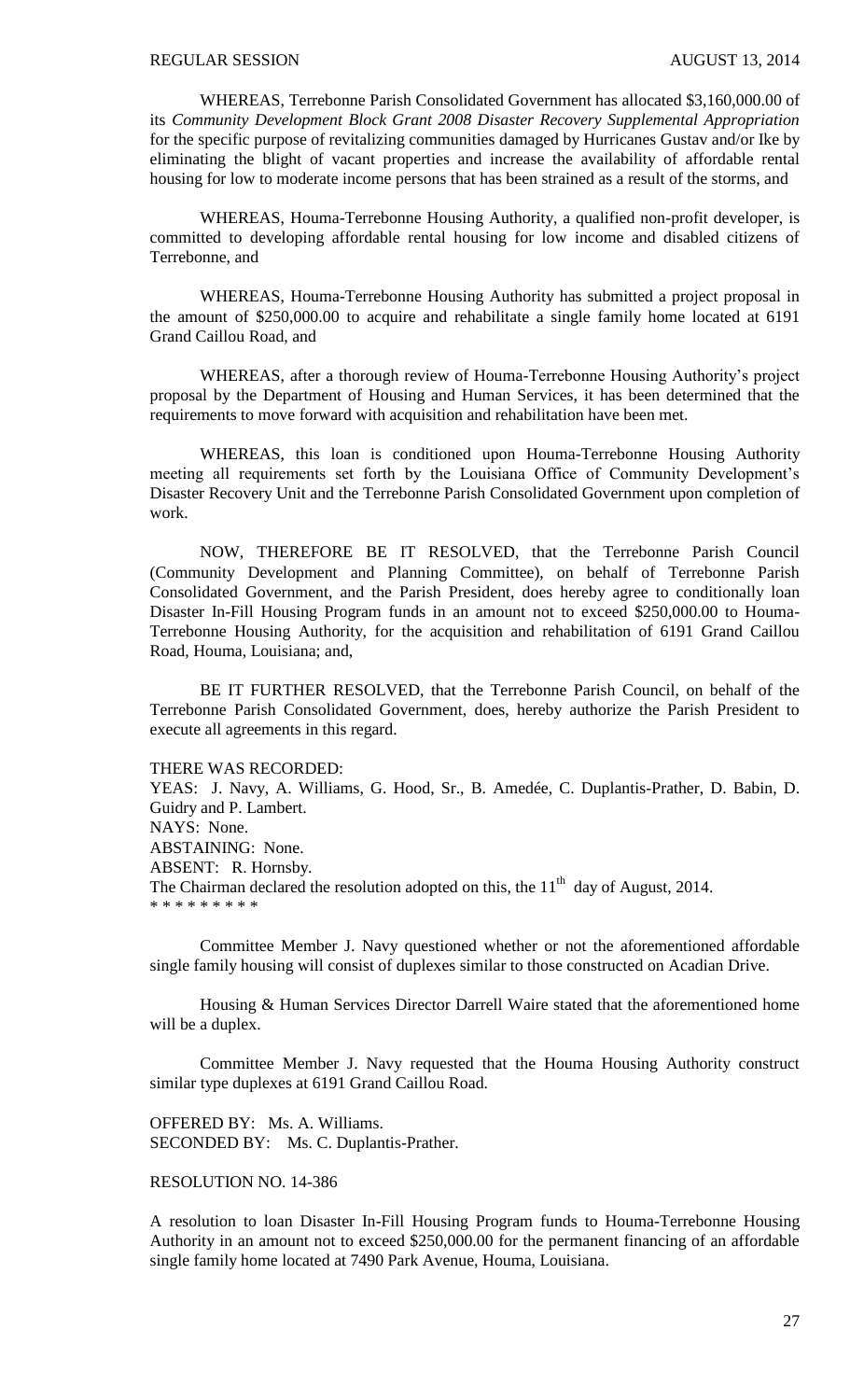WHEREAS, Terrebonne Parish Consolidated Government has allocated $3,160,000.00 of its *Community Development Block Grant 2008 Disaster Recovery Supplemental Appropriation* for the specific purpose of revitalizing communities damaged by Hurricanes Gustav and/or Ike by eliminating the blight of vacant properties and increase the availability of affordable rental housing for low to moderate income persons that has been strained as a result of the storms, and

WHEREAS, Houma-Terrebonne Housing Authority, a qualified non-profit developer, is committed to developing affordable rental housing for low income and disabled citizens of Terrebonne, and

WHEREAS, Houma-Terrebonne Housing Authority has submitted a project proposal in the amount of $250,000.00 to acquire and rehabilitate a single family home located at 6191 Grand Caillou Road, and

WHEREAS, after a thorough review of Houma-Terrebonne Housing Authority's project proposal by the Department of Housing and Human Services, it has been determined that the requirements to move forward with acquisition and rehabilitation have been met.

WHEREAS, this loan is conditioned upon Houma-Terrebonne Housing Authority meeting all requirements set forth by the Louisiana Office of Community Development's Disaster Recovery Unit and the Terrebonne Parish Consolidated Government upon completion of work.

NOW, THEREFORE BE IT RESOLVED, that the Terrebonne Parish Council (Community Development and Planning Committee), on behalf of Terrebonne Parish Consolidated Government, and the Parish President, does hereby agree to conditionally loan Disaster In-Fill Housing Program funds in an amount not to exceed $250,000.00 to Houma-Terrebonne Housing Authority, for the acquisition and rehabilitation of 6191 Grand Caillou Road, Houma, Louisiana; and,

BE IT FURTHER RESOLVED, that the Terrebonne Parish Council, on behalf of the Terrebonne Parish Consolidated Government, does, hereby authorize the Parish President to execute all agreements in this regard.

THERE WAS RECORDED:
YEAS: J. Navy, A. Williams, G. Hood, Sr., B. Amedée, C. Duplantis-Prather, D. Babin, D. Guidry and P. Lambert.
NAYS: None.
ABSTAINING: None.
ABSENT: R. Hornsby.
The Chairman declared the resolution adopted on this, the 11th day of August, 2014.
* * * * * * * * *

Committee Member J. Navy questioned whether or not the aforementioned affordable single family housing will consist of duplexes similar to those constructed on Acadian Drive.

Housing & Human Services Director Darrell Waire stated that the aforementioned home will be a duplex.

Committee Member J. Navy requested that the Houma Housing Authority construct similar type duplexes at 6191 Grand Caillou Road.

OFFERED BY: Ms. A. Williams.
SECONDED BY: Ms. C. Duplantis-Prather.

RESOLUTION NO. 14-386

A resolution to loan Disaster In-Fill Housing Program funds to Houma-Terrebonne Housing Authority in an amount not to exceed $250,000.00 for the permanent financing of an affordable single family home located at 7490 Park Avenue, Houma, Louisiana.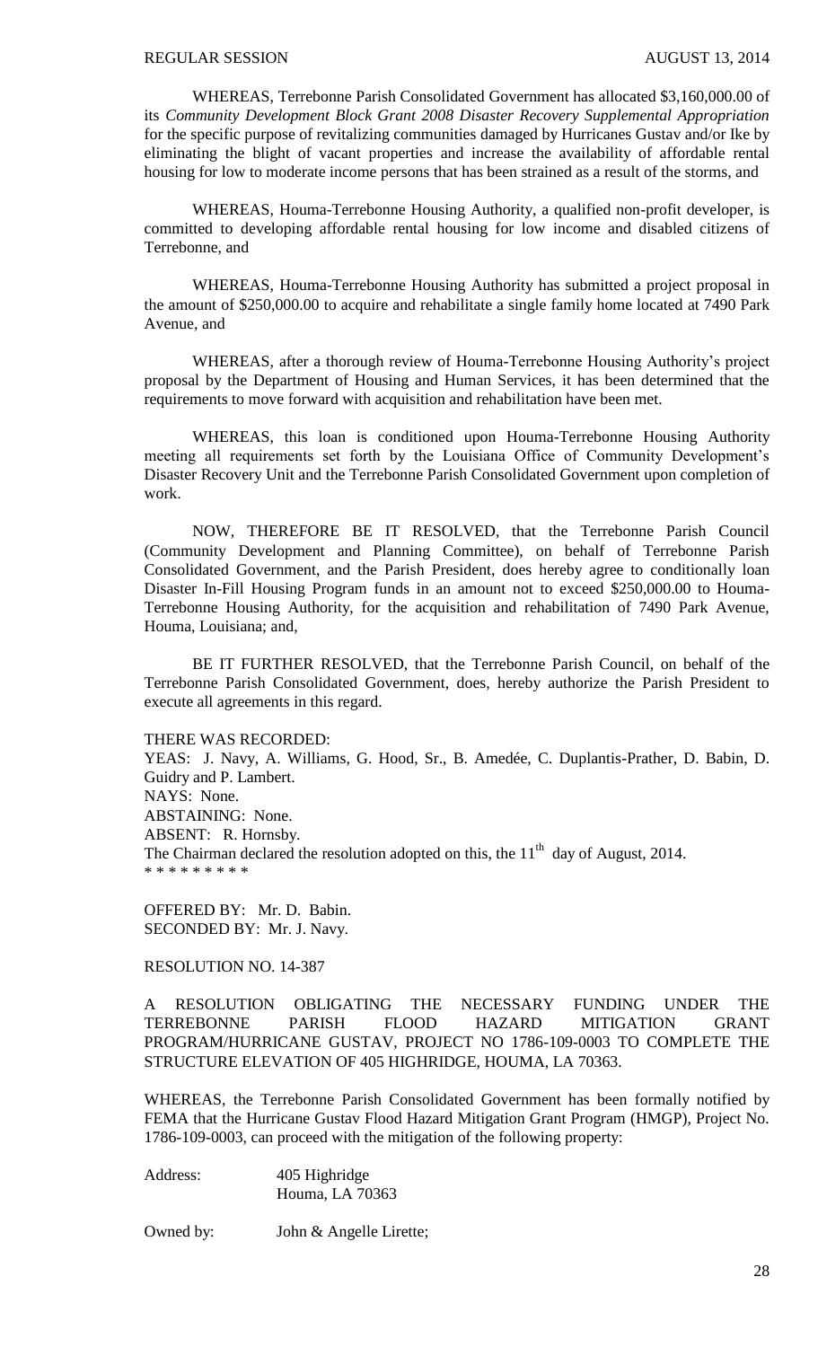WHEREAS, Terrebonne Parish Consolidated Government has allocated $3,160,000.00 of its *Community Development Block Grant 2008 Disaster Recovery Supplemental Appropriation* for the specific purpose of revitalizing communities damaged by Hurricanes Gustav and/or Ike by eliminating the blight of vacant properties and increase the availability of affordable rental housing for low to moderate income persons that has been strained as a result of the storms, and

WHEREAS, Houma-Terrebonne Housing Authority, a qualified non-profit developer, is committed to developing affordable rental housing for low income and disabled citizens of Terrebonne, and

WHEREAS, Houma-Terrebonne Housing Authority has submitted a project proposal in the amount of $250,000.00 to acquire and rehabilitate a single family home located at 7490 Park Avenue, and

WHEREAS, after a thorough review of Houma-Terrebonne Housing Authority's project proposal by the Department of Housing and Human Services, it has been determined that the requirements to move forward with acquisition and rehabilitation have been met.

WHEREAS, this loan is conditioned upon Houma-Terrebonne Housing Authority meeting all requirements set forth by the Louisiana Office of Community Development's Disaster Recovery Unit and the Terrebonne Parish Consolidated Government upon completion of work.

NOW, THEREFORE BE IT RESOLVED, that the Terrebonne Parish Council (Community Development and Planning Committee), on behalf of Terrebonne Parish Consolidated Government, and the Parish President, does hereby agree to conditionally loan Disaster In-Fill Housing Program funds in an amount not to exceed $250,000.00 to Houma-Terrebonne Housing Authority, for the acquisition and rehabilitation of 7490 Park Avenue, Houma, Louisiana; and,

BE IT FURTHER RESOLVED, that the Terrebonne Parish Council, on behalf of the Terrebonne Parish Consolidated Government, does, hereby authorize the Parish President to execute all agreements in this regard.

THERE WAS RECORDED:
YEAS: J. Navy, A. Williams, G. Hood, Sr., B. Amedée, C. Duplantis-Prather, D. Babin, D. Guidry and P. Lambert.
NAYS: None.
ABSTAINING: None.
ABSENT: R. Hornsby.
The Chairman declared the resolution adopted on this, the 11th day of August, 2014.
* * * * * * * * *

OFFERED BY: Mr. D. Babin.
SECONDED BY: Mr. J. Navy.

RESOLUTION NO. 14-387

A RESOLUTION OBLIGATING THE NECESSARY FUNDING UNDER THE TERREBONNE PARISH FLOOD HAZARD MITIGATION GRANT PROGRAM/HURRICANE GUSTAV, PROJECT NO 1786-109-0003 TO COMPLETE THE STRUCTURE ELEVATION OF 405 HIGHRIDGE, HOUMA, LA 70363.

WHEREAS, the Terrebonne Parish Consolidated Government has been formally notified by FEMA that the Hurricane Gustav Flood Hazard Mitigation Grant Program (HMGP), Project No. 1786-109-0003, can proceed with the mitigation of the following property:

Address: 405 Highridge
Houma, LA 70363

Owned by: John & Angelle Lirette;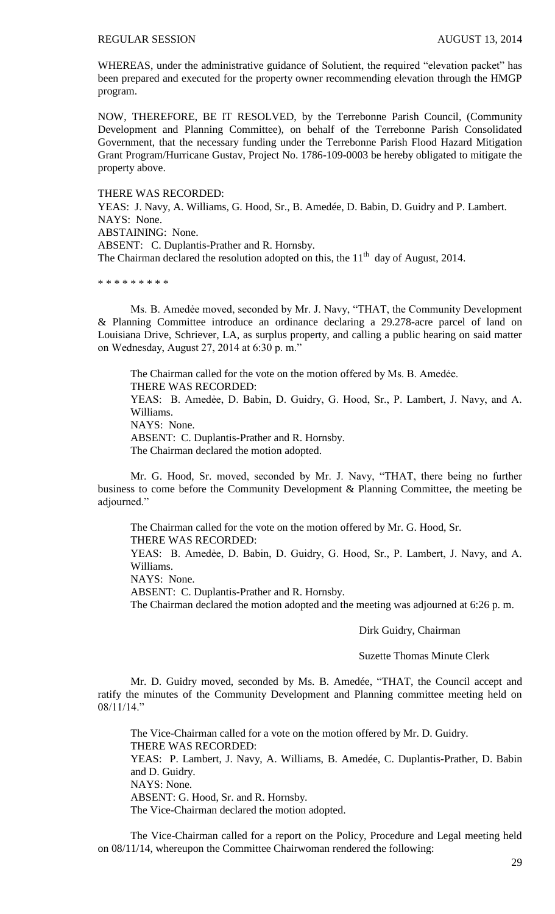WHEREAS, under the administrative guidance of Solutient, the required "elevation packet" has been prepared and executed for the property owner recommending elevation through the HMGP program.

NOW, THEREFORE, BE IT RESOLVED, by the Terrebonne Parish Council, (Community Development and Planning Committee), on behalf of the Terrebonne Parish Consolidated Government, that the necessary funding under the Terrebonne Parish Flood Hazard Mitigation Grant Program/Hurricane Gustav, Project No. 1786-109-0003 be hereby obligated to mitigate the property above.

THERE WAS RECORDED:
YEAS: J. Navy, A. Williams, G. Hood, Sr., B. Amedée, D. Babin, D. Guidry and P. Lambert.
NAYS: None.
ABSTAINING: None.
ABSENT: C. Duplantis-Prather and R. Hornsby.
The Chairman declared the resolution adopted on this, the 11th day of August, 2014.

* * * * * * * * *

Ms. B. Amedẻe moved, seconded by Mr. J. Navy, "THAT, the Community Development & Planning Committee introduce an ordinance declaring a 29.278-acre parcel of land on Louisiana Drive, Schriever, LA, as surplus property, and calling a public hearing on said matter on Wednesday, August 27, 2014 at 6:30 p. m."

The Chairman called for the vote on the motion offered by Ms. B. Amedẻe.
THERE WAS RECORDED:
YEAS: B. Amedẻe, D. Babin, D. Guidry, G. Hood, Sr., P. Lambert, J. Navy, and A. Williams.
NAYS: None.
ABSENT: C. Duplantis-Prather and R. Hornsby.
The Chairman declared the motion adopted.

Mr. G. Hood, Sr. moved, seconded by Mr. J. Navy, "THAT, there being no further business to come before the Community Development & Planning Committee, the meeting be adjourned."

The Chairman called for the vote on the motion offered by Mr. G. Hood, Sr.
THERE WAS RECORDED:
YEAS: B. Amedẻe, D. Babin, D. Guidry, G. Hood, Sr., P. Lambert, J. Navy, and A. Williams.
NAYS: None.
ABSENT: C. Duplantis-Prather and R. Hornsby.
The Chairman declared the motion adopted and the meeting was adjourned at 6:26 p. m.

Dirk Guidry, Chairman

Suzette Thomas Minute Clerk

Mr. D. Guidry moved, seconded by Ms. B. Amedée, "THAT, the Council accept and ratify the minutes of the Community Development and Planning committee meeting held on 08/11/14."

The Vice-Chairman called for a vote on the motion offered by Mr. D. Guidry.
THERE WAS RECORDED:
YEAS: P. Lambert, J. Navy, A. Williams, B. Amedée, C. Duplantis-Prather, D. Babin and D. Guidry.
NAYS: None.
ABSENT: G. Hood, Sr. and R. Hornsby.
The Vice-Chairman declared the motion adopted.

The Vice-Chairman called for a report on the Policy, Procedure and Legal meeting held on 08/11/14, whereupon the Committee Chairwoman rendered the following: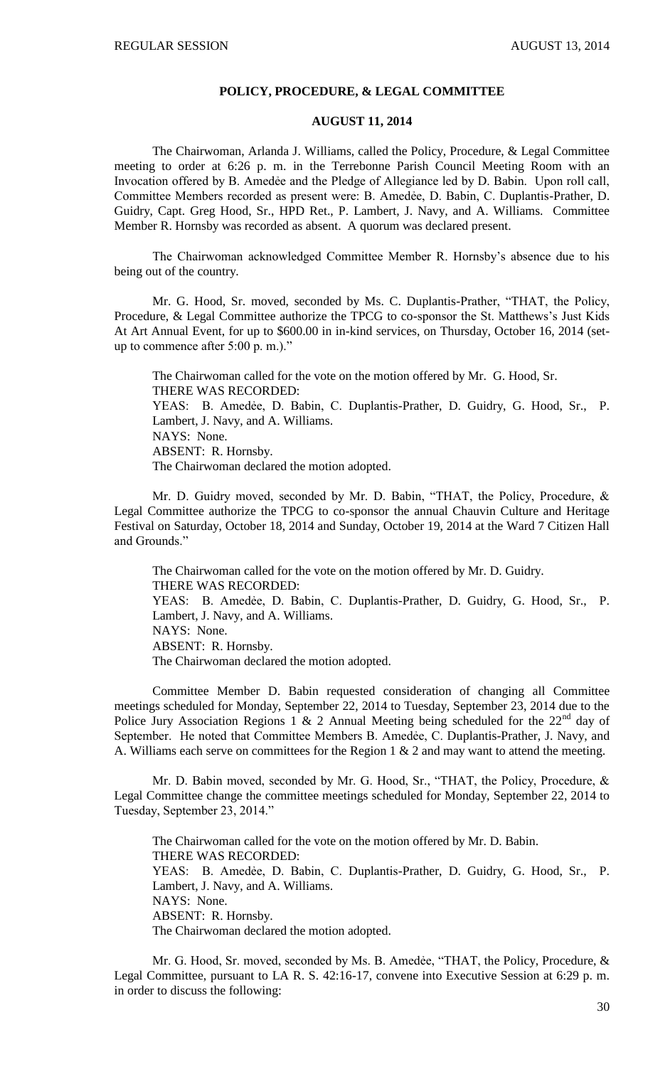## POLICY, PROCEDURE, & LEGAL COMMITTEE

## AUGUST 11, 2014

The Chairwoman, Arlanda J. Williams, called the Policy, Procedure, & Legal Committee meeting to order at 6:26 p. m. in the Terrebonne Parish Council Meeting Room with an Invocation offered by B. Amedèe and the Pledge of Allegiance led by D. Babin. Upon roll call, Committee Members recorded as present were: B. Amedèe, D. Babin, C. Duplantis-Prather, D. Guidry, Capt. Greg Hood, Sr., HPD Ret., P. Lambert, J. Navy, and A. Williams. Committee Member R. Hornsby was recorded as absent. A quorum was declared present.

The Chairwoman acknowledged Committee Member R. Hornsby's absence due to his being out of the country.

Mr. G. Hood, Sr. moved, seconded by Ms. C. Duplantis-Prather, "THAT, the Policy, Procedure, & Legal Committee authorize the TPCG to co-sponsor the St. Matthews's Just Kids At Art Annual Event, for up to $600.00 in in-kind services, on Thursday, October 16, 2014 (set-up to commence after 5:00 p. m.)."

The Chairwoman called for the vote on the motion offered by Mr. G. Hood, Sr.
THERE WAS RECORDED:
YEAS: B. Amedèe, D. Babin, C. Duplantis-Prather, D. Guidry, G. Hood, Sr., P. Lambert, J. Navy, and A. Williams.
NAYS: None.
ABSENT: R. Hornsby.
The Chairwoman declared the motion adopted.

Mr. D. Guidry moved, seconded by Mr. D. Babin, "THAT, the Policy, Procedure, & Legal Committee authorize the TPCG to co-sponsor the annual Chauvin Culture and Heritage Festival on Saturday, October 18, 2014 and Sunday, October 19, 2014 at the Ward 7 Citizen Hall and Grounds."

The Chairwoman called for the vote on the motion offered by Mr. D. Guidry.
THERE WAS RECORDED:
YEAS: B. Amedèe, D. Babin, C. Duplantis-Prather, D. Guidry, G. Hood, Sr., P. Lambert, J. Navy, and A. Williams.
NAYS: None.
ABSENT: R. Hornsby.
The Chairwoman declared the motion adopted.

Committee Member D. Babin requested consideration of changing all Committee meetings scheduled for Monday, September 22, 2014 to Tuesday, September 23, 2014 due to the Police Jury Association Regions 1 & 2 Annual Meeting being scheduled for the 22nd day of September. He noted that Committee Members B. Amedèe, C. Duplantis-Prather, J. Navy, and A. Williams each serve on committees for the Region 1 & 2 and may want to attend the meeting.

Mr. D. Babin moved, seconded by Mr. G. Hood, Sr., "THAT, the Policy, Procedure, & Legal Committee change the committee meetings scheduled for Monday, September 22, 2014 to Tuesday, September 23, 2014."

The Chairwoman called for the vote on the motion offered by Mr. D. Babin.
THERE WAS RECORDED:
YEAS: B. Amedèe, D. Babin, C. Duplantis-Prather, D. Guidry, G. Hood, Sr., P. Lambert, J. Navy, and A. Williams.
NAYS: None.
ABSENT: R. Hornsby.
The Chairwoman declared the motion adopted.

Mr. G. Hood, Sr. moved, seconded by Ms. B. Amedèe, "THAT, the Policy, Procedure, & Legal Committee, pursuant to LA R. S. 42:16-17, convene into Executive Session at 6:29 p. m. in order to discuss the following: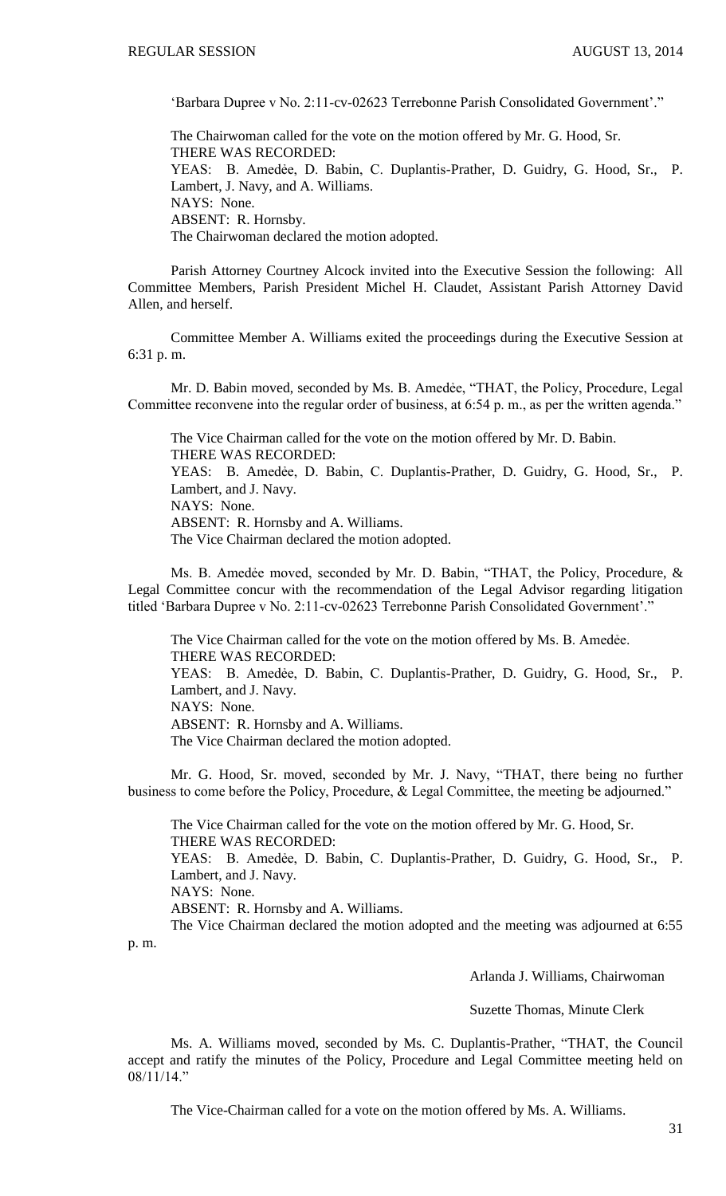'Barbara Dupree v No. 2:11-cv-02623 Terrebonne Parish Consolidated Government'."

The Chairwoman called for the vote on the motion offered by Mr. G. Hood, Sr.
THERE WAS RECORDED:
YEAS: B. Amedẻe, D. Babin, C. Duplantis-Prather, D. Guidry, G. Hood, Sr., P. Lambert, J. Navy, and A. Williams.
NAYS: None.
ABSENT: R. Hornsby.
The Chairwoman declared the motion adopted.

Parish Attorney Courtney Alcock invited into the Executive Session the following: All Committee Members, Parish President Michel H. Claudet, Assistant Parish Attorney David Allen, and herself.

Committee Member A. Williams exited the proceedings during the Executive Session at 6:31 p. m.

Mr. D. Babin moved, seconded by Ms. B. Amedẻe, "THAT, the Policy, Procedure, Legal Committee reconvene into the regular order of business, at 6:54 p. m., as per the written agenda."

The Vice Chairman called for the vote on the motion offered by Mr. D. Babin.
THERE WAS RECORDED:
YEAS: B. Amedẻe, D. Babin, C. Duplantis-Prather, D. Guidry, G. Hood, Sr., P. Lambert, and J. Navy.
NAYS: None.
ABSENT: R. Hornsby and A. Williams.
The Vice Chairman declared the motion adopted.

Ms. B. Amedẻe moved, seconded by Mr. D. Babin, "THAT, the Policy, Procedure, & Legal Committee concur with the recommendation of the Legal Advisor regarding litigation titled 'Barbara Dupree v No. 2:11-cv-02623 Terrebonne Parish Consolidated Government'."

The Vice Chairman called for the vote on the motion offered by Ms. B. Amedẻe.
THERE WAS RECORDED:
YEAS: B. Amedẻe, D. Babin, C. Duplantis-Prather, D. Guidry, G. Hood, Sr., P. Lambert, and J. Navy.
NAYS: None.
ABSENT: R. Hornsby and A. Williams.
The Vice Chairman declared the motion adopted.

Mr. G. Hood, Sr. moved, seconded by Mr. J. Navy, "THAT, there being no further business to come before the Policy, Procedure, & Legal Committee, the meeting be adjourned."

The Vice Chairman called for the vote on the motion offered by Mr. G. Hood, Sr.
THERE WAS RECORDED:
YEAS: B. Amedẻe, D. Babin, C. Duplantis-Prather, D. Guidry, G. Hood, Sr., P. Lambert, and J. Navy.
NAYS: None.
ABSENT: R. Hornsby and A. Williams.
The Vice Chairman declared the motion adopted and the meeting was adjourned at 6:55 p. m.

Arlanda J. Williams, Chairwoman

Suzette Thomas, Minute Clerk

Ms. A. Williams moved, seconded by Ms. C. Duplantis-Prather, "THAT, the Council accept and ratify the minutes of the Policy, Procedure and Legal Committee meeting held on 08/11/14."

The Vice-Chairman called for a vote on the motion offered by Ms. A. Williams.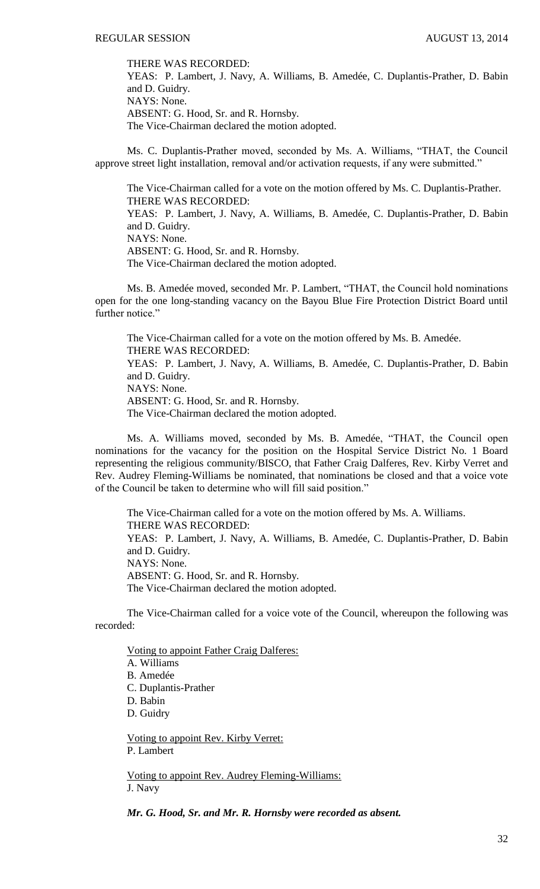THERE WAS RECORDED:
YEAS: P. Lambert, J. Navy, A. Williams, B. Amedée, C. Duplantis-Prather, D. Babin and D. Guidry.
NAYS: None.
ABSENT: G. Hood, Sr. and R. Hornsby.
The Vice-Chairman declared the motion adopted.

Ms. C. Duplantis-Prather moved, seconded by Ms. A. Williams, "THAT, the Council approve street light installation, removal and/or activation requests, if any were submitted."

The Vice-Chairman called for a vote on the motion offered by Ms. C. Duplantis-Prather.
THERE WAS RECORDED:
YEAS: P. Lambert, J. Navy, A. Williams, B. Amedée, C. Duplantis-Prather, D. Babin and D. Guidry.
NAYS: None.
ABSENT: G. Hood, Sr. and R. Hornsby.
The Vice-Chairman declared the motion adopted.

Ms. B. Amedée moved, seconded Mr. P. Lambert, "THAT, the Council hold nominations open for the one long-standing vacancy on the Bayou Blue Fire Protection District Board until further notice."

The Vice-Chairman called for a vote on the motion offered by Ms. B. Amedée.
THERE WAS RECORDED:
YEAS: P. Lambert, J. Navy, A. Williams, B. Amedée, C. Duplantis-Prather, D. Babin and D. Guidry.
NAYS: None.
ABSENT: G. Hood, Sr. and R. Hornsby.
The Vice-Chairman declared the motion adopted.

Ms. A. Williams moved, seconded by Ms. B. Amedée, "THAT, the Council open nominations for the vacancy for the position on the Hospital Service District No. 1 Board representing the religious community/BISCO, that Father Craig Dalferes, Rev. Kirby Verret and Rev. Audrey Fleming-Williams be nominated, that nominations be closed and that a voice vote of the Council be taken to determine who will fill said position."

The Vice-Chairman called for a vote on the motion offered by Ms. A. Williams.
THERE WAS RECORDED:
YEAS: P. Lambert, J. Navy, A. Williams, B. Amedée, C. Duplantis-Prather, D. Babin and D. Guidry.
NAYS: None.
ABSENT: G. Hood, Sr. and R. Hornsby.
The Vice-Chairman declared the motion adopted.

The Vice-Chairman called for a voice vote of the Council, whereupon the following was recorded:

Voting to appoint Father Craig Dalferes:
A. Williams
B. Amedée
C. Duplantis-Prather
D. Babin
D. Guidry

Voting to appoint Rev. Kirby Verret:
P. Lambert

Voting to appoint Rev. Audrey Fleming-Williams:
J. Navy

***Mr. G. Hood, Sr. and Mr. R. Hornsby were recorded as absent.***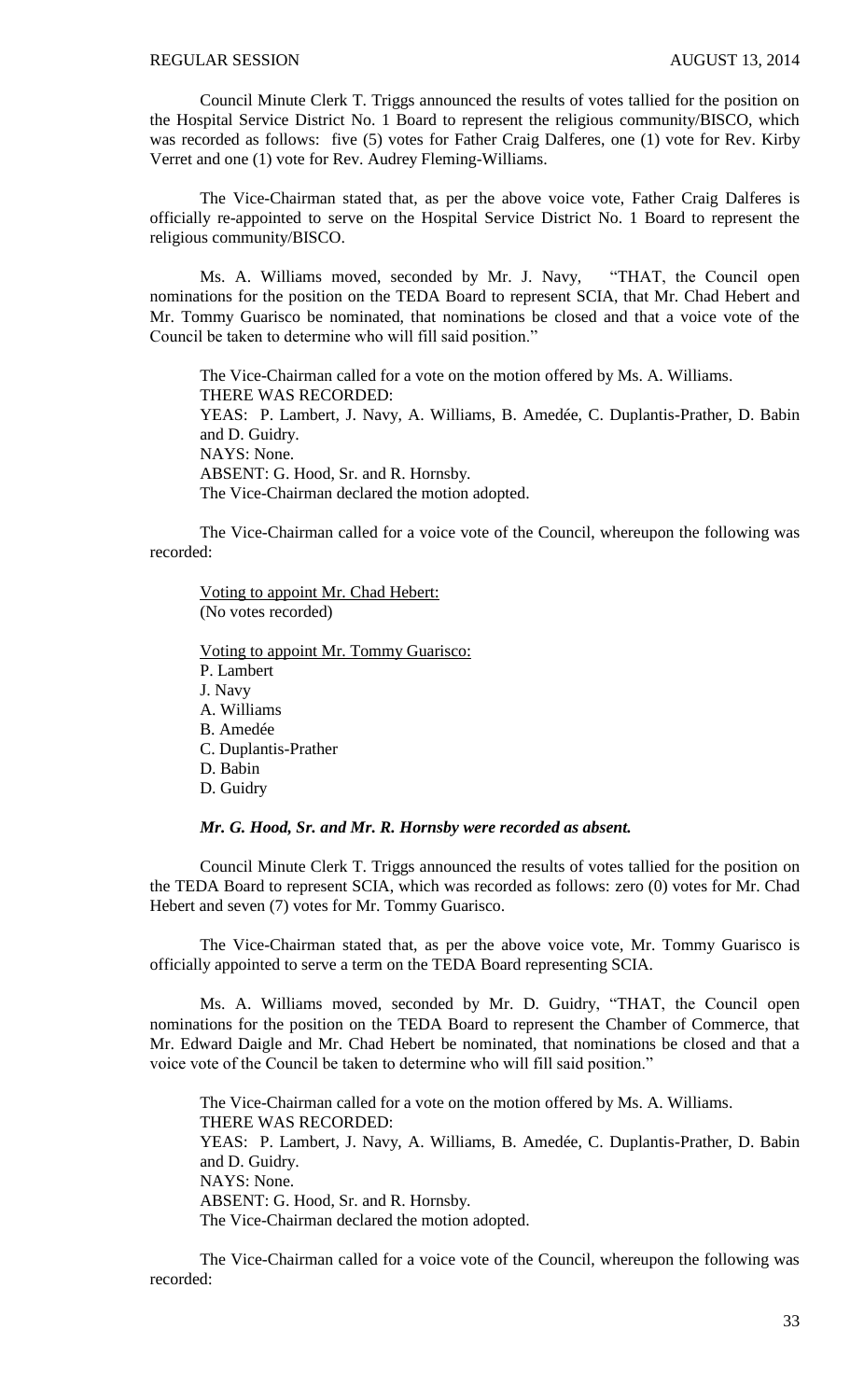Council Minute Clerk T. Triggs announced the results of votes tallied for the position on the Hospital Service District No. 1 Board to represent the religious community/BISCO, which was recorded as follows: five (5) votes for Father Craig Dalferes, one (1) vote for Rev. Kirby Verret and one (1) vote for Rev. Audrey Fleming-Williams.

The Vice-Chairman stated that, as per the above voice vote, Father Craig Dalferes is officially re-appointed to serve on the Hospital Service District No. 1 Board to represent the religious community/BISCO.

Ms. A. Williams moved, seconded by Mr. J. Navy, "THAT, the Council open nominations for the position on the TEDA Board to represent SCIA, that Mr. Chad Hebert and Mr. Tommy Guarisco be nominated, that nominations be closed and that a voice vote of the Council be taken to determine who will fill said position."

The Vice-Chairman called for a vote on the motion offered by Ms. A. Williams.
THERE WAS RECORDED:
YEAS: P. Lambert, J. Navy, A. Williams, B. Amedée, C. Duplantis-Prather, D. Babin and D. Guidry.
NAYS: None.
ABSENT: G. Hood, Sr. and R. Hornsby.
The Vice-Chairman declared the motion adopted.

The Vice-Chairman called for a voice vote of the Council, whereupon the following was recorded:

Voting to appoint Mr. Chad Hebert:
(No votes recorded)

Voting to appoint Mr. Tommy Guarisco:
P. Lambert
J. Navy
A. Williams
B. Amedée
C. Duplantis-Prather
D. Babin
D. Guidry

***Mr. G. Hood, Sr. and Mr. R. Hornsby were recorded as absent.***

Council Minute Clerk T. Triggs announced the results of votes tallied for the position on the TEDA Board to represent SCIA, which was recorded as follows: zero (0) votes for Mr. Chad Hebert and seven (7) votes for Mr. Tommy Guarisco.

The Vice-Chairman stated that, as per the above voice vote, Mr. Tommy Guarisco is officially appointed to serve a term on the TEDA Board representing SCIA.

Ms. A. Williams moved, seconded by Mr. D. Guidry, "THAT, the Council open nominations for the position on the TEDA Board to represent the Chamber of Commerce, that Mr. Edward Daigle and Mr. Chad Hebert be nominated, that nominations be closed and that a voice vote of the Council be taken to determine who will fill said position."

The Vice-Chairman called for a vote on the motion offered by Ms. A. Williams.
THERE WAS RECORDED:
YEAS: P. Lambert, J. Navy, A. Williams, B. Amedée, C. Duplantis-Prather, D. Babin and D. Guidry.
NAYS: None.
ABSENT: G. Hood, Sr. and R. Hornsby.
The Vice-Chairman declared the motion adopted.

The Vice-Chairman called for a voice vote of the Council, whereupon the following was recorded: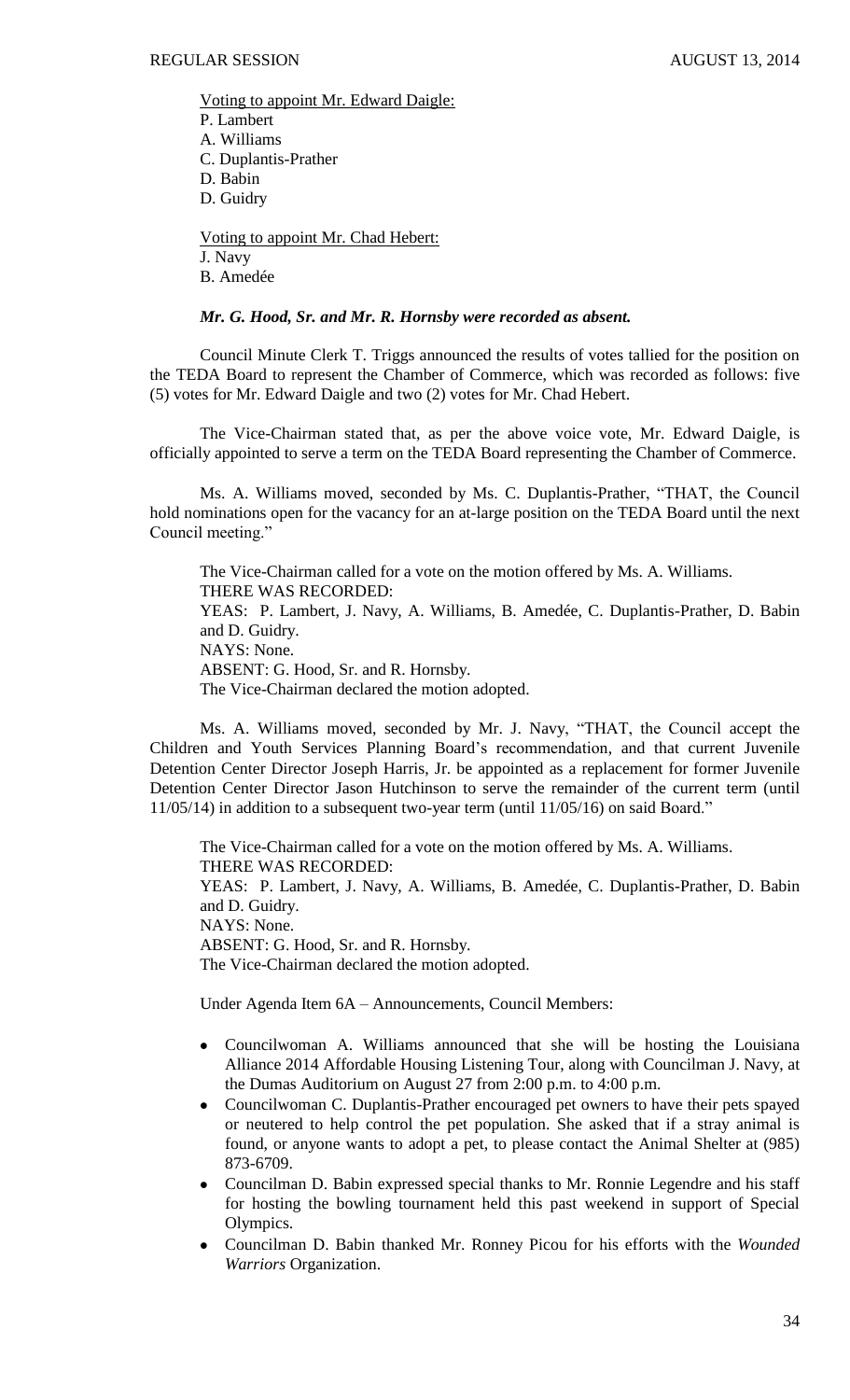Voting to appoint Mr. Edward Daigle:
P. Lambert
A. Williams
C. Duplantis-Prather
D. Babin
D. Guidry

Voting to appoint Mr. Chad Hebert:
J. Navy
B. Amedée

***Mr. G. Hood, Sr. and Mr. R. Hornsby were recorded as absent.***

Council Minute Clerk T. Triggs announced the results of votes tallied for the position on the TEDA Board to represent the Chamber of Commerce, which was recorded as follows: five (5) votes for Mr. Edward Daigle and two (2) votes for Mr. Chad Hebert.

The Vice-Chairman stated that, as per the above voice vote, Mr. Edward Daigle, is officially appointed to serve a term on the TEDA Board representing the Chamber of Commerce.

Ms. A. Williams moved, seconded by Ms. C. Duplantis-Prather, "THAT, the Council hold nominations open for the vacancy for an at-large position on the TEDA Board until the next Council meeting."

The Vice-Chairman called for a vote on the motion offered by Ms. A. Williams.
THERE WAS RECORDED:
YEAS: P. Lambert, J. Navy, A. Williams, B. Amedée, C. Duplantis-Prather, D. Babin and D. Guidry.
NAYS: None.
ABSENT: G. Hood, Sr. and R. Hornsby.
The Vice-Chairman declared the motion adopted.

Ms. A. Williams moved, seconded by Mr. J. Navy, "THAT, the Council accept the Children and Youth Services Planning Board's recommendation, and that current Juvenile Detention Center Director Joseph Harris, Jr. be appointed as a replacement for former Juvenile Detention Center Director Jason Hutchinson to serve the remainder of the current term (until 11/05/14) in addition to a subsequent two-year term (until 11/05/16) on said Board."

The Vice-Chairman called for a vote on the motion offered by Ms. A. Williams.
THERE WAS RECORDED:
YEAS: P. Lambert, J. Navy, A. Williams, B. Amedée, C. Duplantis-Prather, D. Babin and D. Guidry.
NAYS: None.
ABSENT: G. Hood, Sr. and R. Hornsby.
The Vice-Chairman declared the motion adopted.

Under Agenda Item 6A – Announcements, Council Members:

- Councilwoman A. Williams announced that she will be hosting the Louisiana Alliance 2014 Affordable Housing Listening Tour, along with Councilman J. Navy, at the Dumas Auditorium on August 27 from 2:00 p.m. to 4:00 p.m.
- Councilwoman C. Duplantis-Prather encouraged pet owners to have their pets spayed or neutered to help control the pet population. She asked that if a stray animal is found, or anyone wants to adopt a pet, to please contact the Animal Shelter at (985) 873-6709.
- Councilman D. Babin expressed special thanks to Mr. Ronnie Legendre and his staff for hosting the bowling tournament held this past weekend in support of Special Olympics.
- Councilman D. Babin thanked Mr. Ronney Picou for his efforts with the *Wounded Warriors* Organization.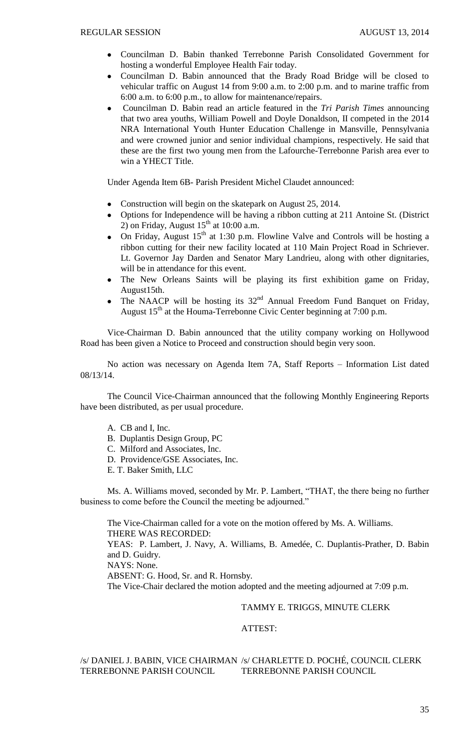- Councilman D. Babin thanked Terrebonne Parish Consolidated Government for hosting a wonderful Employee Health Fair today.
- Councilman D. Babin announced that the Brady Road Bridge will be closed to vehicular traffic on August 14 from 9:00 a.m. to 2:00 p.m. and to marine traffic from 6:00 a.m. to 6:00 p.m., to allow for maintenance/repairs.
- Councilman D. Babin read an article featured in the *Tri Parish Times* announcing that two area youths, William Powell and Doyle Donaldson, II competed in the 2014 NRA International Youth Hunter Education Challenge in Mansville, Pennsylvania and were crowned junior and senior individual champions, respectively. He said that these are the first two young men from the Lafourche-Terrebonne Parish area ever to win a YHECT Title.

Under Agenda Item 6B- Parish President Michel Claudet announced:

- Construction will begin on the skatepark on August 25, 2014.
- Options for Independence will be having a ribbon cutting at 211 Antoine St. (District 2) on Friday, August 15th at 10:00 a.m.
- On Friday, August 15th at 1:30 p.m. Flowline Valve and Controls will be hosting a ribbon cutting for their new facility located at 110 Main Project Road in Schriever. Lt. Governor Jay Darden and Senator Mary Landrieu, along with other dignitaries, will be in attendance for this event.
- The New Orleans Saints will be playing its first exhibition game on Friday, August15th.
- The NAACP will be hosting its 32nd Annual Freedom Fund Banquet on Friday, August 15th at the Houma-Terrebonne Civic Center beginning at 7:00 p.m.

Vice-Chairman D. Babin announced that the utility company working on Hollywood Road has been given a Notice to Proceed and construction should begin very soon.

No action was necessary on Agenda Item 7A, Staff Reports – Information List dated 08/13/14.

The Council Vice-Chairman announced that the following Monthly Engineering Reports have been distributed, as per usual procedure.

A. CB and I, Inc.
B. Duplantis Design Group, PC
C. Milford and Associates, Inc.
D. Providence/GSE Associates, Inc.
E. T. Baker Smith, LLC

Ms. A. Williams moved, seconded by Mr. P. Lambert, "THAT, the there being no further business to come before the Council the meeting be adjourned."

The Vice-Chairman called for a vote on the motion offered by Ms. A. Williams.
THERE WAS RECORDED:
YEAS: P. Lambert, J. Navy, A. Williams, B. Amedée, C. Duplantis-Prather, D. Babin and D. Guidry.
NAYS: None.
ABSENT: G. Hood, Sr. and R. Hornsby.
The Vice-Chair declared the motion adopted and the meeting adjourned at 7:09 p.m.

TAMMY E. TRIGGS, MINUTE CLERK

ATTEST:

/s/ DANIEL J. BABIN, VICE CHAIRMAN
TERREBONNE PARISH COUNCIL

/s/ CHARLETTE D. POCHÉ, COUNCIL CLERK
TERREBONNE PARISH COUNCIL